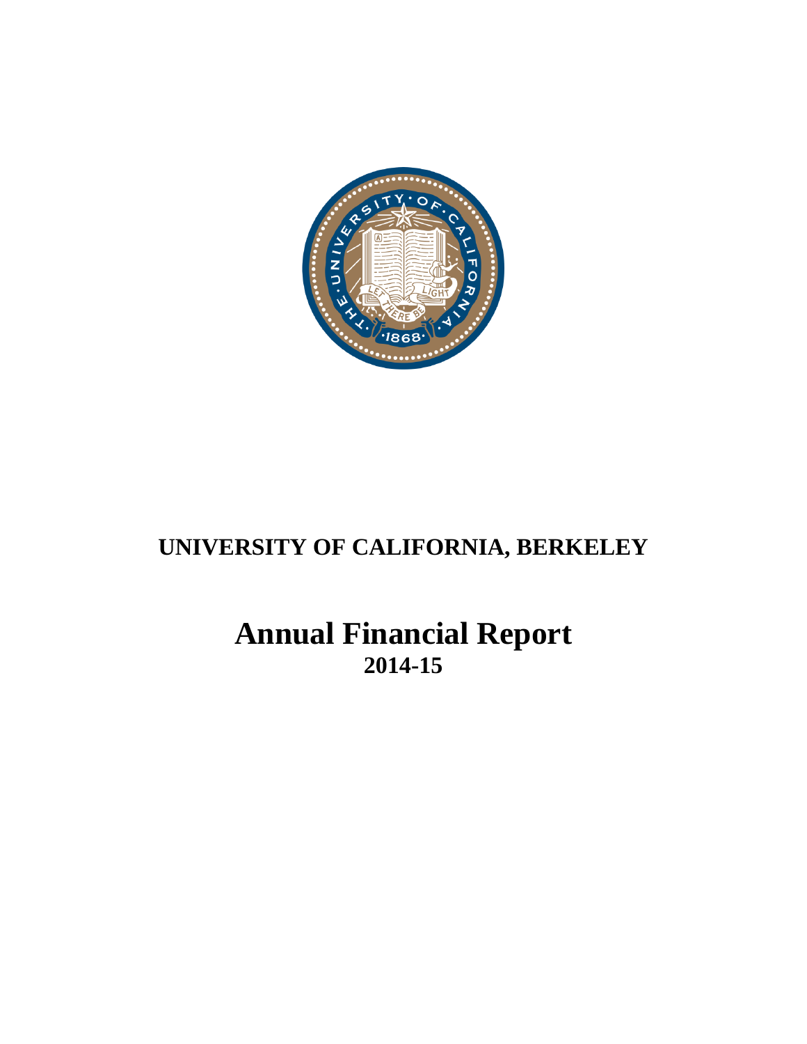# UNIVERSITY OF CALIFORNIA, BERKELEY

# Annual Financial Report

## 2014-15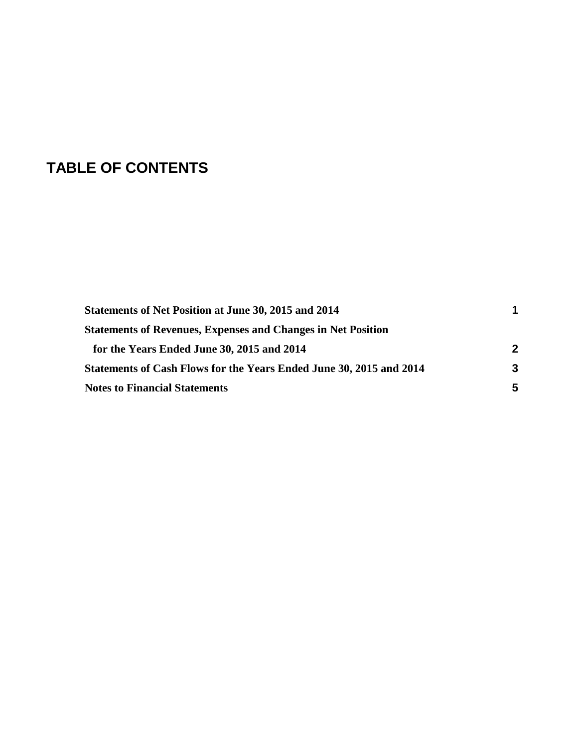# TABLE OF CONTENTS

| | |
|---|---|
| **Statements of Net Position at June 30, 2015 and 2014** | **1** |
| **Statements of Revenues, Expenses and Changes in Net Position for the Years Ended June 30, 2015 and 2014** | **2** |
| **Statements of Cash Flows for the Years Ended June 30, 2015 and 2014** | **3** |
| **Notes to Financial Statements** | **5** |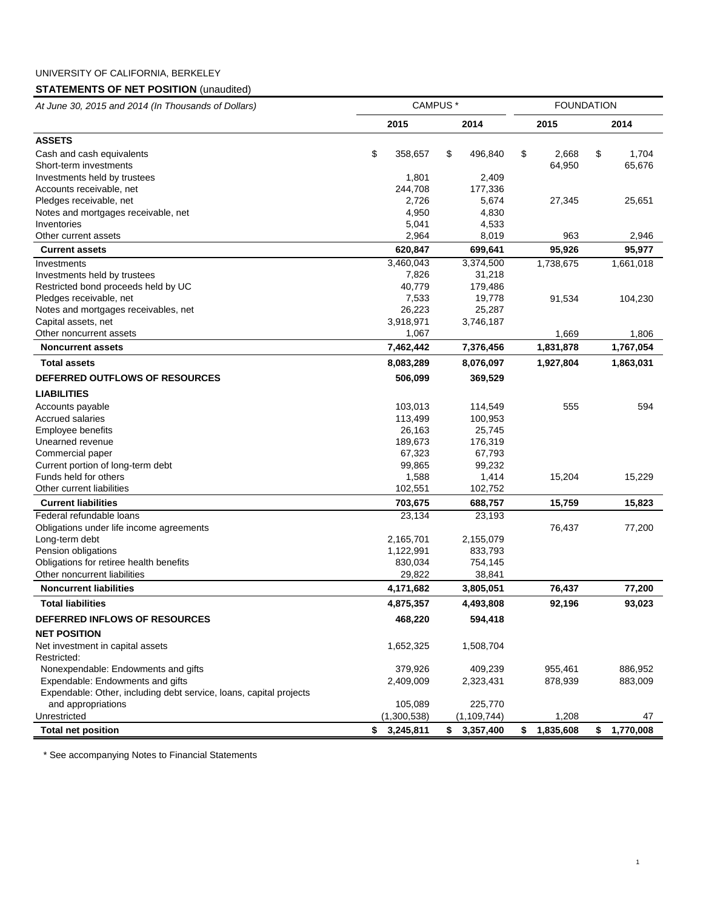UNIVERSITY OF CALIFORNIA, BERKELEY

**STATEMENTS OF NET POSITION** (unaudited)

| *At June 30, 2015 and 2014 (In Thousands of Dollars)* | CAMPUS * | | FOUNDATION | |
|---|---|---|---|---|
| | **2015** | **2014** | **2015** | **2014** |
| **ASSETS** | | | | |
| Cash and cash equivalents | $ 358,657 | $ 496,840 | $ 2,668 | $ 1,704 |
| Short-term investments | | | 64,950 | 65,676 |
| Investments held by trustees | 1,801 | 2,409 | | |
| Accounts receivable, net | 244,708 | 177,336 | | |
| Pledges receivable, net | 2,726 | 5,674 | 27,345 | 25,651 |
| Notes and mortgages receivable, net | 4,950 | 4,830 | | |
| Inventories | 5,041 | 4,533 | | |
| Other current assets | 2,964 | 8,019 | 963 | 2,946 |
| **Current assets** | **620,847** | **699,641** | **95,926** | **95,977** |
| Investments | 3,460,043 | 3,374,500 | 1,738,675 | 1,661,018 |
| Investments held by trustees | 7,826 | 31,218 | | |
| Restricted bond proceeds held by UC | 40,779 | 179,486 | | |
| Pledges receivable, net | 7,533 | 19,778 | 91,534 | 104,230 |
| Notes and mortgages receivables, net | 26,223 | 25,287 | | |
| Capital assets, net | 3,918,971 | 3,746,187 | | |
| Other noncurrent assets | 1,067 | | 1,669 | 1,806 |
| **Noncurrent assets** | **7,462,442** | **7,376,456** | **1,831,878** | **1,767,054** |
| **Total assets** | **8,083,289** | **8,076,097** | **1,927,804** | **1,863,031** |
| **DEFERRED OUTFLOWS OF RESOURCES** | **506,099** | **369,529** | | |
| **LIABILITIES** | | | | |
| Accounts payable | 103,013 | 114,549 | 555 | 594 |
| Accrued salaries | 113,499 | 100,953 | | |
| Employee benefits | 26,163 | 25,745 | | |
| Unearned revenue | 189,673 | 176,319 | | |
| Commercial paper | 67,323 | 67,793 | | |
| Current portion of long-term debt | 99,865 | 99,232 | | |
| Funds held for others | 1,588 | 1,414 | 15,204 | 15,229 |
| Other current liabilities | 102,551 | 102,752 | | |
| **Current liabilities** | **703,675** | **688,757** | **15,759** | **15,823** |
| Federal refundable loans | 23,134 | 23,193 | | |
| Obligations under life income agreements | | | 76,437 | 77,200 |
| Long-term debt | 2,165,701 | 2,155,079 | | |
| Pension obligations | 1,122,991 | 833,793 | | |
| Obligations for retiree health benefits | 830,034 | 754,145 | | |
| Other noncurrent liabilities | 29,822 | 38,841 | | |
| **Noncurrent liabilities** | **4,171,682** | **3,805,051** | **76,437** | **77,200** |
| **Total liabilities** | **4,875,357** | **4,493,808** | **92,196** | **93,023** |
| **DEFERRED INFLOWS OF RESOURCES** | **468,220** | **594,418** | | |
| **NET POSITION** | | | | |
| Net investment in capital assets | 1,652,325 | 1,508,704 | | |
| Restricted: | | | | |
| Nonexpendable: Endowments and gifts | 379,926 | 409,239 | 955,461 | 886,952 |
| Expendable: Endowments and gifts | 2,409,009 | 2,323,431 | 878,939 | 883,009 |
| Expendable: Other, including debt service, loans, capital projects and appropriations | 105,089 | 225,770 | | |
| Unrestricted | (1,300,538) | (1,109,744) | 1,208 | 47 |
| **Total net position** | **$ 3,245,811** | **$ 3,357,400** | **$ 1,835,608** | **$ 1,770,008** |

\* See accompanying Notes to Financial Statements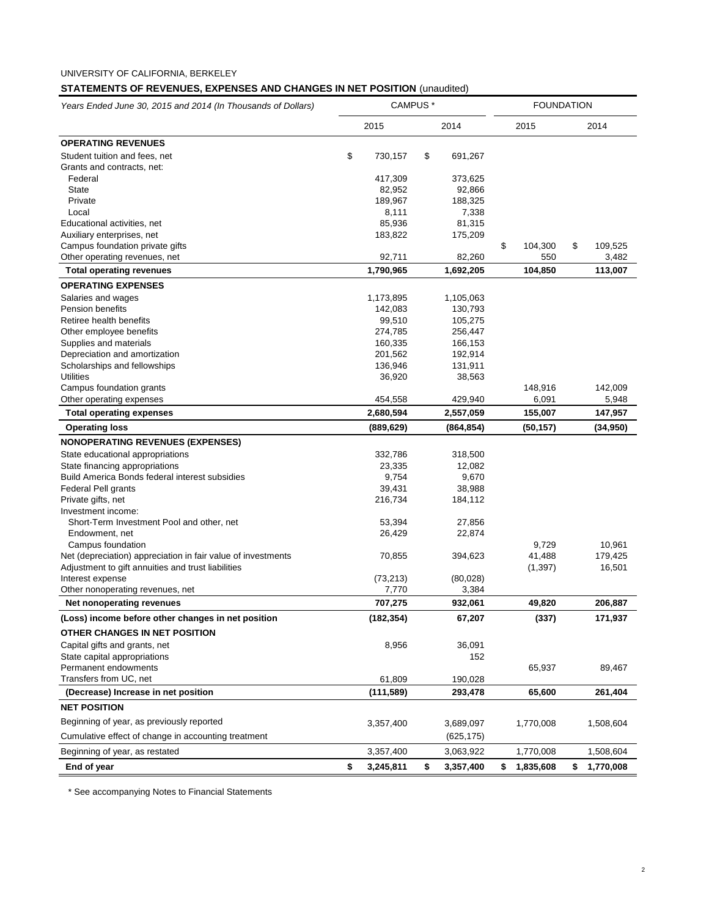UNIVERSITY OF CALIFORNIA, BERKELEY

## STATEMENTS OF REVENUES, EXPENSES AND CHANGES IN NET POSITION (unaudited)

| *Years Ended June 30, 2015 and 2014 (In Thousands of Dollars)* | CAMPUS * | | FOUNDATION | |
|---|---|---|---|---|
| | 2015 | 2014 | 2015 | 2014 |
| **OPERATING REVENUES** | | | | |
| Student tuition and fees, net | $ 730,157 | $ 691,267 | | |
| Grants and contracts, net: | | | | |
| Federal | 417,309 | 373,625 | | |
| State | 82,952 | 92,866 | | |
| Private | 189,967 | 188,325 | | |
| Local | 8,111 | 7,338 | | |
| Educational activities, net | 85,936 | 81,315 | | |
| Auxiliary enterprises, net | 183,822 | 175,209 | | |
| Campus foundation private gifts | | | $ 104,300 | $ 109,525 |
| Other operating revenues, net | 92,711 | 82,260 | 550 | 3,482 |
| **Total operating revenues** | **1,790,965** | **1,692,205** | **104,850** | **113,007** |
| **OPERATING EXPENSES** | | | | |
| Salaries and wages | 1,173,895 | 1,105,063 | | |
| Pension benefits | 142,083 | 130,793 | | |
| Retiree health benefits | 99,510 | 105,275 | | |
| Other employee benefits | 274,785 | 256,447 | | |
| Supplies and materials | 160,335 | 166,153 | | |
| Depreciation and amortization | 201,562 | 192,914 | | |
| Scholarships and fellowships | 136,946 | 131,911 | | |
| Utilities | 36,920 | 38,563 | | |
| Campus foundation grants | | | 148,916 | 142,009 |
| Other operating expenses | 454,558 | 429,940 | 6,091 | 5,948 |
| **Total operating expenses** | **2,680,594** | **2,557,059** | **155,007** | **147,957** |
| **Operating loss** | **(889,629)** | **(864,854)** | **(50,157)** | **(34,950)** |
| **NONOPERATING REVENUES (EXPENSES)** | | | | |
| State educational appropriations | 332,786 | 318,500 | | |
| State financing appropriations | 23,335 | 12,082 | | |
| Build America Bonds federal interest subsidies | 9,754 | 9,670 | | |
| Federal Pell grants | 39,431 | 38,988 | | |
| Private gifts, net | 216,734 | 184,112 | | |
| Investment income: | | | | |
| Short-Term Investment Pool and other, net | 53,394 | 27,856 | | |
| Endowment, net | 26,429 | 22,874 | | |
| Campus foundation | | | 9,729 | 10,961 |
| Net (depreciation) appreciation in fair value of investments | 70,855 | 394,623 | 41,488 | 179,425 |
| Adjustment to gift annuities and trust liabilities | | | (1,397) | 16,501 |
| Interest expense | (73,213) | (80,028) | | |
| Other nonoperating revenues, net | 7,770 | 3,384 | | |
| **Net nonoperating revenues** | **707,275** | **932,061** | **49,820** | **206,887** |
| **(Loss) income before other changes in net position** | **(182,354)** | **67,207** | **(337)** | **171,937** |
| **OTHER CHANGES IN NET POSITION** | | | | |
| Capital gifts and grants, net | 8,956 | 36,091 | | |
| State capital appropriations | | 152 | | |
| Permanent endowments | | | 65,937 | 89,467 |
| Transfers from UC, net | 61,809 | 190,028 | | |
| **(Decrease) Increase in net position** | **(111,589)** | **293,478** | **65,600** | **261,404** |
| **NET POSITION** | | | | |
| Beginning of year, as previously reported | 3,357,400 | 3,689,097 | 1,770,008 | 1,508,604 |
| Cumulative effect of change in accounting treatment | | (625,175) | | |
| Beginning of year, as restated | 3,357,400 | 3,063,922 | 1,770,008 | 1,508,604 |
| **End of year** | **$ 3,245,811** | **$ 3,357,400** | **$ 1,835,608** | **$ 1,770,008** |

\* See accompanying Notes to Financial Statements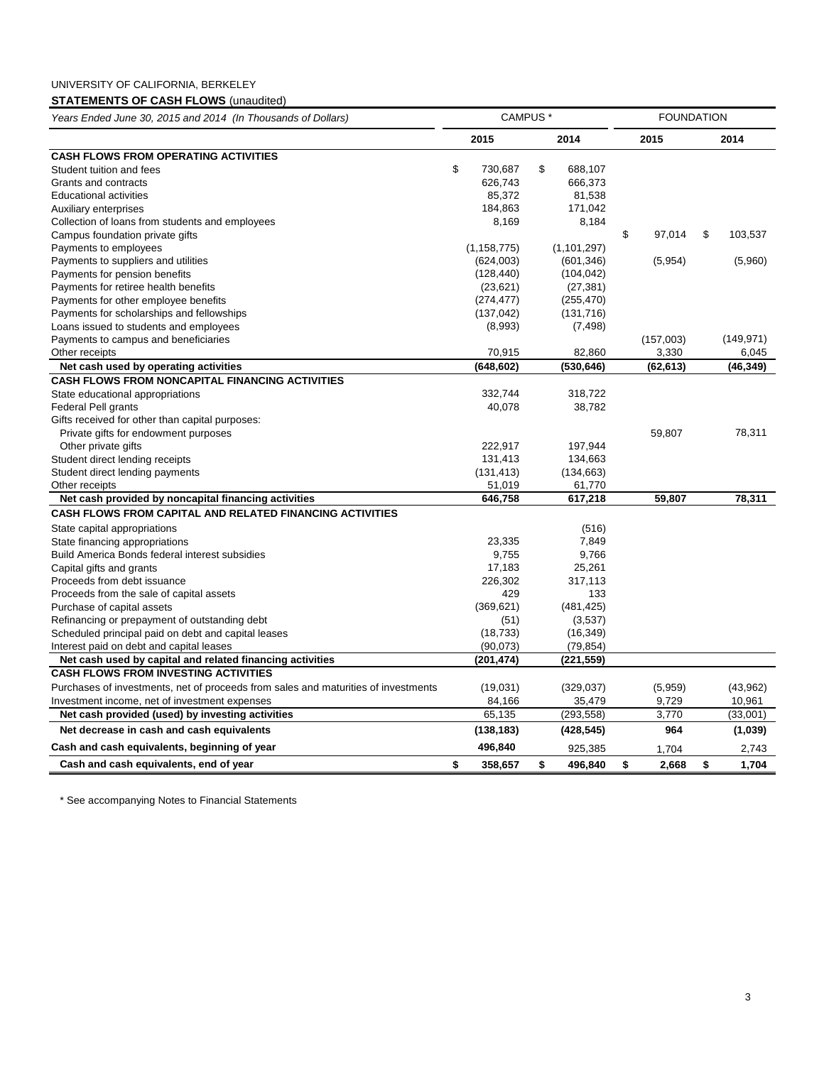UNIVERSITY OF CALIFORNIA, BERKELEY

**STATEMENTS OF CASH FLOWS** (unaudited)

| *Years Ended June 30, 2015 and 2014 (In Thousands of Dollars)* | CAMPUS * | | FOUNDATION | |
|---|---|---|---|---|
| | **2015** | **2014** | **2015** | **2014** |
| **CASH FLOWS FROM OPERATING ACTIVITIES** | | | | |
| Student tuition and fees | $ 730,687 | $ 688,107 | | |
| Grants and contracts | 626,743 | 666,373 | | |
| Educational activities | 85,372 | 81,538 | | |
| Auxiliary enterprises | 184,863 | 171,042 | | |
| Collection of loans from students and employees | 8,169 | 8,184 | | |
| Campus foundation private gifts | | | $ 97,014 | $ 103,537 |
| Payments to employees | (1,158,775) | (1,101,297) | | |
| Payments to suppliers and utilities | (624,003) | (601,346) | (5,954) | (5,960) |
| Payments for pension benefits | (128,440) | (104,042) | | |
| Payments for retiree health benefits | (23,621) | (27,381) | | |
| Payments for other employee benefits | (274,477) | (255,470) | | |
| Payments for scholarships and fellowships | (137,042) | (131,716) | | |
| Loans issued to students and employees | (8,993) | (7,498) | | |
| Payments to campus and beneficiaries | | | (157,003) | (149,971) |
| Other receipts | 70,915 | 82,860 | 3,330 | 6,045 |
| **Net cash used by operating activities** | **(648,602)** | **(530,646)** | **(62,613)** | **(46,349)** |
| **CASH FLOWS FROM NONCAPITAL FINANCING ACTIVITIES** | | | | |
| State educational appropriations | 332,744 | 318,722 | | |
| Federal Pell grants | 40,078 | 38,782 | | |
| Gifts received for other than capital purposes: | | | | |
| Private gifts for endowment purposes | | | 59,807 | 78,311 |
| Other private gifts | 222,917 | 197,944 | | |
| Student direct lending receipts | 131,413 | 134,663 | | |
| Student direct lending payments | (131,413) | (134,663) | | |
| Other receipts | 51,019 | 61,770 | | |
| **Net cash provided by noncapital financing activities** | **646,758** | **617,218** | **59,807** | **78,311** |
| **CASH FLOWS FROM CAPITAL AND RELATED FINANCING ACTIVITIES** | | | | |
| State capital appropriations | | (516) | | |
| State financing appropriations | 23,335 | 7,849 | | |
| Build America Bonds federal interest subsidies | 9,755 | 9,766 | | |
| Capital gifts and grants | 17,183 | 25,261 | | |
| Proceeds from debt issuance | 226,302 | 317,113 | | |
| Proceeds from the sale of capital assets | 429 | 133 | | |
| Purchase of capital assets | (369,621) | (481,425) | | |
| Refinancing or prepayment of outstanding debt | (51) | (3,537) | | |
| Scheduled principal paid on debt and capital leases | (18,733) | (16,349) | | |
| Interest paid on debt and capital leases | (90,073) | (79,854) | | |
| **Net cash used by capital and related financing activities** | **(201,474)** | **(221,559)** | | |
| **CASH FLOWS FROM INVESTING ACTIVITIES** | | | | |
| Purchases of investments, net of proceeds from sales and maturities of investments | (19,031) | (329,037) | (5,959) | (43,962) |
| Investment income, net of investment expenses | 84,166 | 35,479 | 9,729 | 10,961 |
| **Net cash provided (used) by investing activities** | 65,135 | (293,558) | 3,770 | (33,001) |
| **Net decrease in cash and cash equivalents** | **(138,183)** | **(428,545)** | **964** | **(1,039)** |
| **Cash and cash equivalents, beginning of year** | **496,840** | 925,385 | 1,704 | 2,743 |
| **Cash and cash equivalents, end of year** | **$ 358,657** | **$ 496,840** | **$ 2,668** | **$ 1,704** |

\* See accompanying Notes to Financial Statements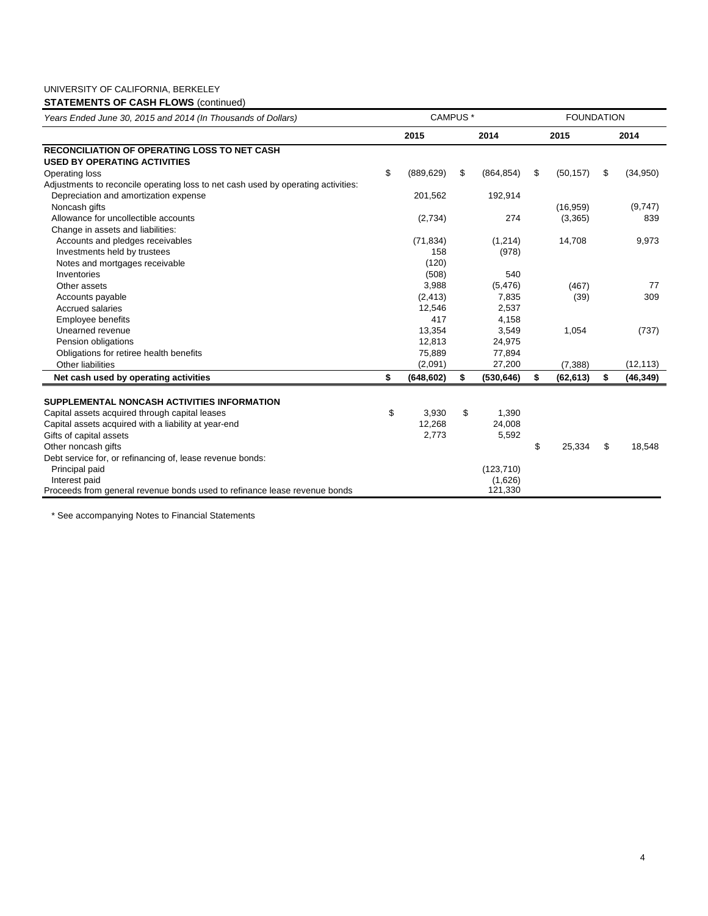UNIVERSITY OF CALIFORNIA, BERKELEY

**STATEMENTS OF CASH FLOWS** (continued)

| *Years Ended June 30, 2015 and 2014 (In Thousands of Dollars)* | CAMPUS * | | FOUNDATION | |
|---|---|---|---|---|
| | **2015** | **2014** | **2015** | **2014** |
| **RECONCILIATION OF OPERATING LOSS TO NET CASH USED BY OPERATING ACTIVITIES** | | | | |
| Operating loss | $ (889,629) | $ (864,854) | $ (50,157) | $ (34,950) |
| Adjustments to reconcile operating loss to net cash used by operating activities: | | | | |
| Depreciation and amortization expense | 201,562 | 192,914 | | |
| Noncash gifts | | | (16,959) | (9,747) |
| Allowance for uncollectible accounts | (2,734) | 274 | (3,365) | 839 |
| Change in assets and liabilities: | | | | |
| Accounts and pledges receivables | (71,834) | (1,214) | 14,708 | 9,973 |
| Investments held by trustees | 158 | (978) | | |
| Notes and mortgages receivable | (120) | | | |
| Inventories | (508) | 540 | | |
| Other assets | 3,988 | (5,476) | (467) | 77 |
| Accounts payable | (2,413) | 7,835 | (39) | 309 |
| Accrued salaries | 12,546 | 2,537 | | |
| Employee benefits | 417 | 4,158 | | |
| Unearned revenue | 13,354 | 3,549 | 1,054 | (737) |
| Pension obligations | 12,813 | 24,975 | | |
| Obligations for retiree health benefits | 75,889 | 77,894 | | |
| Other liabilities | (2,091) | 27,200 | (7,388) | (12,113) |
| **Net cash used by operating activities** | **$ (648,602)** | **$ (530,646)** | **$ (62,613)** | **$ (46,349)** |
| | | | | |
| **SUPPLEMENTAL NONCASH ACTIVITIES INFORMATION** | | | | |
| Capital assets acquired through capital leases | $ 3,930 | $ 1,390 | | |
| Capital assets acquired with a liability at year-end | 12,268 | 24,008 | | |
| Gifts of capital assets | 2,773 | 5,592 | | |
| Other noncash gifts | | | $ 25,334 | $ 18,548 |
| Debt service for, or refinancing of, lease revenue bonds: | | | | |
| Principal paid | | (123,710) | | |
| Interest paid | | (1,626) | | |
| Proceeds from general revenue bonds used to refinance lease revenue bonds | | 121,330 | | |

\* See accompanying Notes to Financial Statements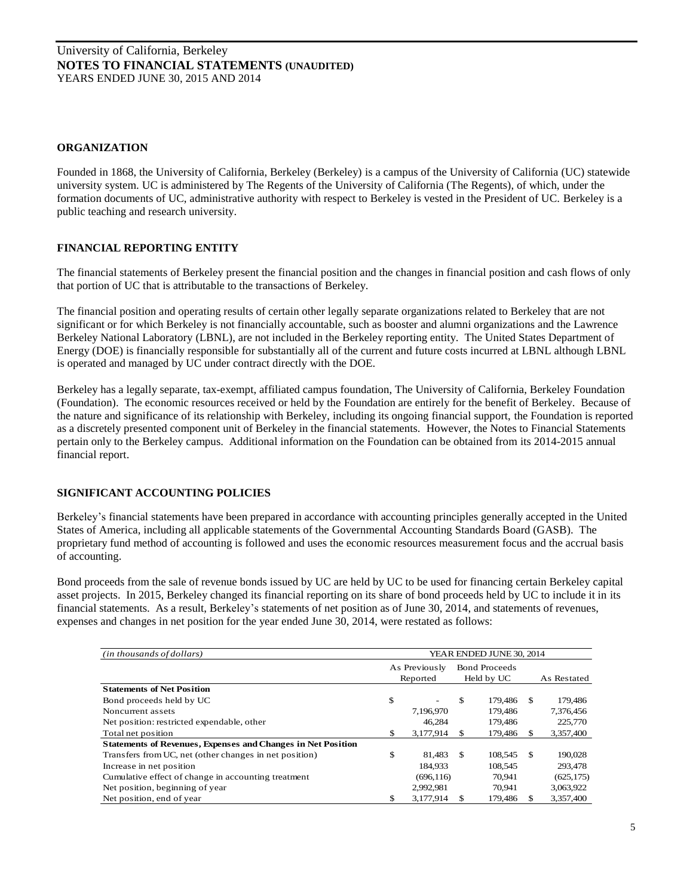University of California, Berkeley
**NOTES TO FINANCIAL STATEMENTS (UNAUDITED)**
YEARS ENDED JUNE 30, 2015 AND 2014

## ORGANIZATION

Founded in 1868, the University of California, Berkeley (Berkeley) is a campus of the University of California (UC) statewide university system. UC is administered by The Regents of the University of California (The Regents), of which, under the formation documents of UC, administrative authority with respect to Berkeley is vested in the President of UC. Berkeley is a public teaching and research university.

## FINANCIAL REPORTING ENTITY

The financial statements of Berkeley present the financial position and the changes in financial position and cash flows of only that portion of UC that is attributable to the transactions of Berkeley.

The financial position and operating results of certain other legally separate organizations related to Berkeley that are not significant or for which Berkeley is not financially accountable, such as booster and alumni organizations and the Lawrence Berkeley National Laboratory (LBNL), are not included in the Berkeley reporting entity. The United States Department of Energy (DOE) is financially responsible for substantially all of the current and future costs incurred at LBNL although LBNL is operated and managed by UC under contract directly with the DOE.

Berkeley has a legally separate, tax-exempt, affiliated campus foundation, The University of California, Berkeley Foundation (Foundation). The economic resources received or held by the Foundation are entirely for the benefit of Berkeley. Because of the nature and significance of its relationship with Berkeley, including its ongoing financial support, the Foundation is reported as a discretely presented component unit of Berkeley in the financial statements. However, the Notes to Financial Statements pertain only to the Berkeley campus. Additional information on the Foundation can be obtained from its 2014-2015 annual financial report.

## SIGNIFICANT ACCOUNTING POLICIES

Berkeley's financial statements have been prepared in accordance with accounting principles generally accepted in the United States of America, including all applicable statements of the Governmental Accounting Standards Board (GASB). The proprietary fund method of accounting is followed and uses the economic resources measurement focus and the accrual basis of accounting.

Bond proceeds from the sale of revenue bonds issued by UC are held by UC to be used for financing certain Berkeley capital asset projects. In 2015, Berkeley changed its financial reporting on its share of bond proceeds held by UC to include it in its financial statements. As a result, Berkeley's statements of net position as of June 30, 2014, and statements of revenues, expenses and changes in net position for the year ended June 30, 2014, were restated as follows:

| *(in thousands of dollars)* | YEAR ENDED JUNE 30, 2014 | | |
|---|---|---|---|
| | As Previously Reported | Bond Proceeds Held by UC | As Restated |
| **Statements of Net Position** | | | |
| Bond proceeds held by UC | $ - | $ 179,486 | $ 179,486 |
| Noncurrent assets | 7,196,970 | 179,486 | 7,376,456 |
| Net position: restricted expendable, other | 46,284 | 179,486 | 225,770 |
| Total net position | $ 3,177,914 | $ 179,486 | $ 3,357,400 |
| **Statements of Revenues, Expenses and Changes in Net Position** | | | |
| Transfers from UC, net (other changes in net position) | $ 81,483 | $ 108,545 | $ 190,028 |
| Increase in net position | 184,933 | 108,545 | 293,478 |
| Cumulative effect of change in accounting treatment | (696,116) | 70,941 | (625,175) |
| Net position, beginning of year | 2,992,981 | 70,941 | 3,063,922 |
| Net position, end of year | $ 3,177,914 | $ 179,486 | $ 3,357,400 |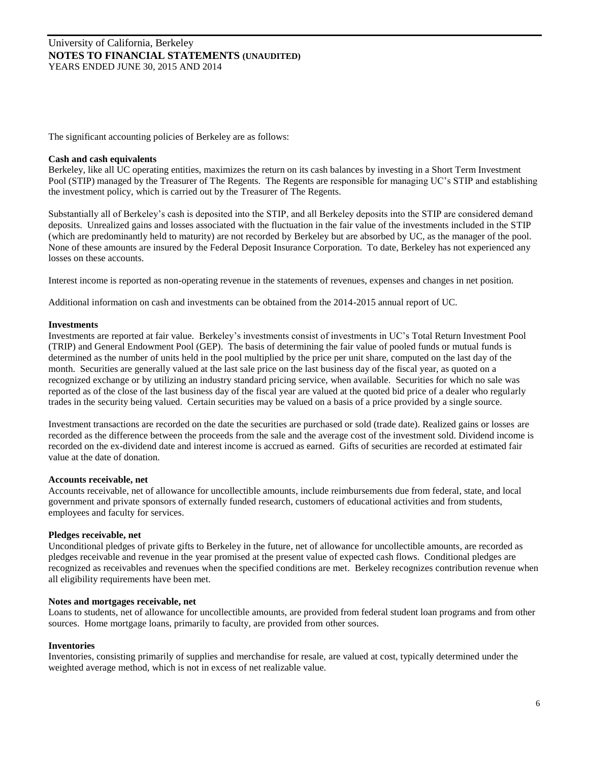The significant accounting policies of Berkeley are as follows:

**Cash and cash equivalents**

Berkeley, like all UC operating entities, maximizes the return on its cash balances by investing in a Short Term Investment Pool (STIP) managed by the Treasurer of The Regents. The Regents are responsible for managing UC's STIP and establishing the investment policy, which is carried out by the Treasurer of The Regents.

Substantially all of Berkeley's cash is deposited into the STIP, and all Berkeley deposits into the STIP are considered demand deposits. Unrealized gains and losses associated with the fluctuation in the fair value of the investments included in the STIP (which are predominantly held to maturity) are not recorded by Berkeley but are absorbed by UC, as the manager of the pool. None of these amounts are insured by the Federal Deposit Insurance Corporation. To date, Berkeley has not experienced any losses on these accounts.

Interest income is reported as non-operating revenue in the statements of revenues, expenses and changes in net position.

Additional information on cash and investments can be obtained from the 2014-2015 annual report of UC.

**Investments**

Investments are reported at fair value. Berkeley's investments consist of investments in UC's Total Return Investment Pool (TRIP) and General Endowment Pool (GEP). The basis of determining the fair value of pooled funds or mutual funds is determined as the number of units held in the pool multiplied by the price per unit share, computed on the last day of the month. Securities are generally valued at the last sale price on the last business day of the fiscal year, as quoted on a recognized exchange or by utilizing an industry standard pricing service, when available. Securities for which no sale was reported as of the close of the last business day of the fiscal year are valued at the quoted bid price of a dealer who regularly trades in the security being valued. Certain securities may be valued on a basis of a price provided by a single source.

Investment transactions are recorded on the date the securities are purchased or sold (trade date). Realized gains or losses are recorded as the difference between the proceeds from the sale and the average cost of the investment sold. Dividend income is recorded on the ex-dividend date and interest income is accrued as earned. Gifts of securities are recorded at estimated fair value at the date of donation.

**Accounts receivable, net**

Accounts receivable, net of allowance for uncollectible amounts, include reimbursements due from federal, state, and local government and private sponsors of externally funded research, customers of educational activities and from students, employees and faculty for services.

**Pledges receivable, net**

Unconditional pledges of private gifts to Berkeley in the future, net of allowance for uncollectible amounts, are recorded as pledges receivable and revenue in the year promised at the present value of expected cash flows. Conditional pledges are recognized as receivables and revenues when the specified conditions are met. Berkeley recognizes contribution revenue when all eligibility requirements have been met.

**Notes and mortgages receivable, net**

Loans to students, net of allowance for uncollectible amounts, are provided from federal student loan programs and from other sources. Home mortgage loans, primarily to faculty, are provided from other sources.

**Inventories**

Inventories, consisting primarily of supplies and merchandise for resale, are valued at cost, typically determined under the weighted average method, which is not in excess of net realizable value.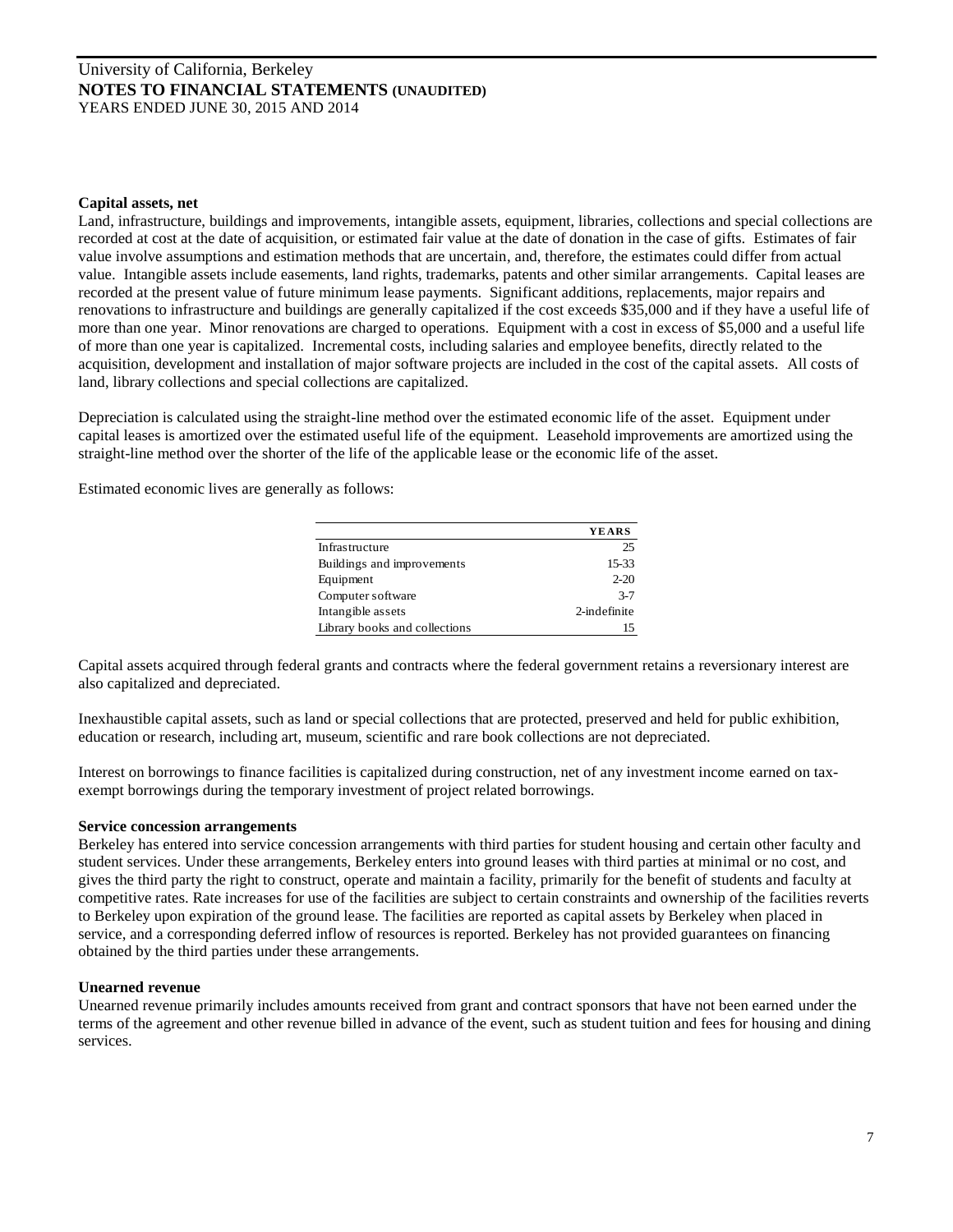**Capital assets, net**

Land, infrastructure, buildings and improvements, intangible assets, equipment, libraries, collections and special collections are recorded at cost at the date of acquisition, or estimated fair value at the date of donation in the case of gifts. Estimates of fair value involve assumptions and estimation methods that are uncertain, and, therefore, the estimates could differ from actual value. Intangible assets include easements, land rights, trademarks, patents and other similar arrangements. Capital leases are recorded at the present value of future minimum lease payments. Significant additions, replacements, major repairs and renovations to infrastructure and buildings are generally capitalized if the cost exceeds $35,000 and if they have a useful life of more than one year. Minor renovations are charged to operations. Equipment with a cost in excess of $5,000 and a useful life of more than one year is capitalized. Incremental costs, including salaries and employee benefits, directly related to the acquisition, development and installation of major software projects are included in the cost of the capital assets. All costs of land, library collections and special collections are capitalized.

Depreciation is calculated using the straight-line method over the estimated economic life of the asset. Equipment under capital leases is amortized over the estimated useful life of the equipment. Leasehold improvements are amortized using the straight-line method over the shorter of the life of the applicable lease or the economic life of the asset.

Estimated economic lives are generally as follows:

| | YEARS |
|---|---|
| Infrastructure | 25 |
| Buildings and improvements | 15-33 |
| Equipment | 2-20 |
| Computer software | 3-7 |
| Intangible assets | 2-indefinite |
| Library books and collections | 15 |

Capital assets acquired through federal grants and contracts where the federal government retains a reversionary interest are also capitalized and depreciated.

Inexhaustible capital assets, such as land or special collections that are protected, preserved and held for public exhibition, education or research, including art, museum, scientific and rare book collections are not depreciated.

Interest on borrowings to finance facilities is capitalized during construction, net of any investment income earned on tax-exempt borrowings during the temporary investment of project related borrowings.

**Service concession arrangements**

Berkeley has entered into service concession arrangements with third parties for student housing and certain other faculty and student services. Under these arrangements, Berkeley enters into ground leases with third parties at minimal or no cost, and gives the third party the right to construct, operate and maintain a facility, primarily for the benefit of students and faculty at competitive rates. Rate increases for use of the facilities are subject to certain constraints and ownership of the facilities reverts to Berkeley upon expiration of the ground lease. The facilities are reported as capital assets by Berkeley when placed in service, and a corresponding deferred inflow of resources is reported. Berkeley has not provided guarantees on financing obtained by the third parties under these arrangements.

**Unearned revenue**

Unearned revenue primarily includes amounts received from grant and contract sponsors that have not been earned under the terms of the agreement and other revenue billed in advance of the event, such as student tuition and fees for housing and dining services.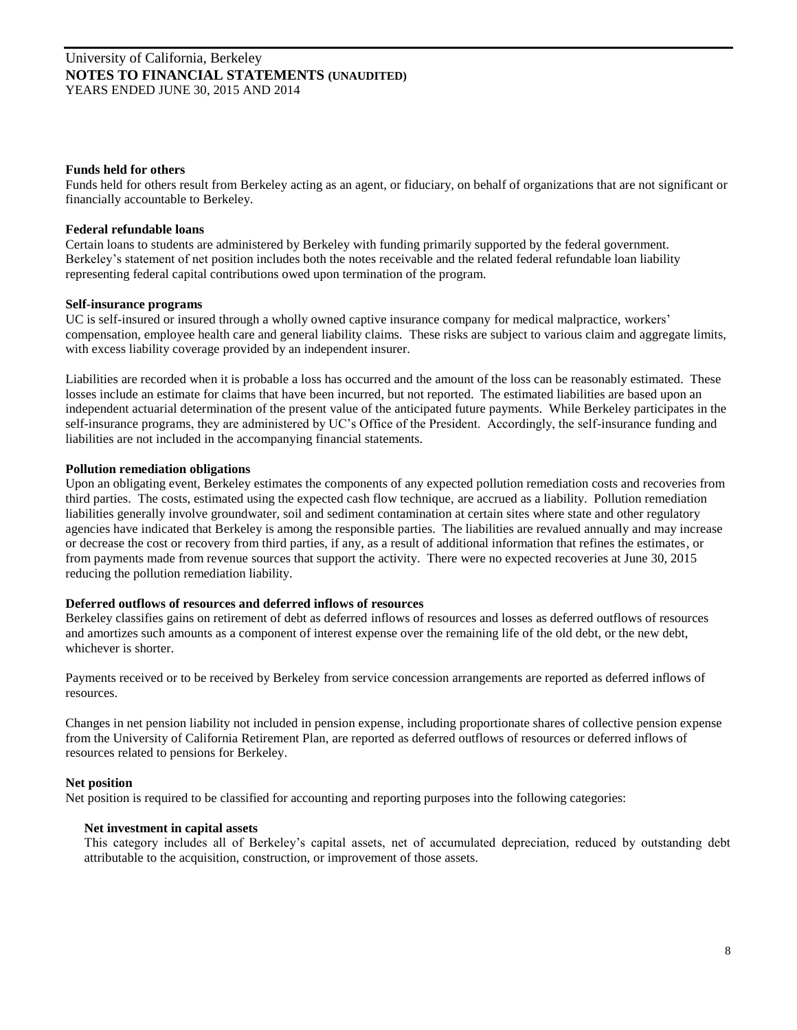**Funds held for others**

Funds held for others result from Berkeley acting as an agent, or fiduciary, on behalf of organizations that are not significant or financially accountable to Berkeley.

**Federal refundable loans**

Certain loans to students are administered by Berkeley with funding primarily supported by the federal government. Berkeley's statement of net position includes both the notes receivable and the related federal refundable loan liability representing federal capital contributions owed upon termination of the program.

**Self-insurance programs**

UC is self-insured or insured through a wholly owned captive insurance company for medical malpractice, workers' compensation, employee health care and general liability claims. These risks are subject to various claim and aggregate limits, with excess liability coverage provided by an independent insurer.

Liabilities are recorded when it is probable a loss has occurred and the amount of the loss can be reasonably estimated. These losses include an estimate for claims that have been incurred, but not reported. The estimated liabilities are based upon an independent actuarial determination of the present value of the anticipated future payments. While Berkeley participates in the self-insurance programs, they are administered by UC's Office of the President. Accordingly, the self-insurance funding and liabilities are not included in the accompanying financial statements.

**Pollution remediation obligations**

Upon an obligating event, Berkeley estimates the components of any expected pollution remediation costs and recoveries from third parties. The costs, estimated using the expected cash flow technique, are accrued as a liability. Pollution remediation liabilities generally involve groundwater, soil and sediment contamination at certain sites where state and other regulatory agencies have indicated that Berkeley is among the responsible parties. The liabilities are revalued annually and may increase or decrease the cost or recovery from third parties, if any, as a result of additional information that refines the estimates, or from payments made from revenue sources that support the activity. There were no expected recoveries at June 30, 2015 reducing the pollution remediation liability.

**Deferred outflows of resources and deferred inflows of resources**

Berkeley classifies gains on retirement of debt as deferred inflows of resources and losses as deferred outflows of resources and amortizes such amounts as a component of interest expense over the remaining life of the old debt, or the new debt, whichever is shorter.

Payments received or to be received by Berkeley from service concession arrangements are reported as deferred inflows of resources.

Changes in net pension liability not included in pension expense, including proportionate shares of collective pension expense from the University of California Retirement Plan, are reported as deferred outflows of resources or deferred inflows of resources related to pensions for Berkeley.

**Net position**

Net position is required to be classified for accounting and reporting purposes into the following categories:

**Net investment in capital assets**

This category includes all of Berkeley's capital assets, net of accumulated depreciation, reduced by outstanding debt attributable to the acquisition, construction, or improvement of those assets.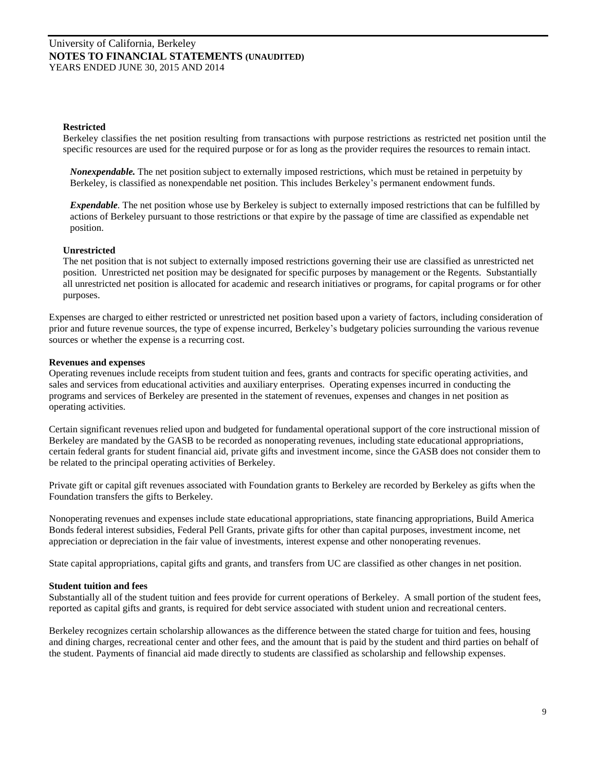**Restricted**

Berkeley classifies the net position resulting from transactions with purpose restrictions as restricted net position until the specific resources are used for the required purpose or for as long as the provider requires the resources to remain intact.

***Nonexpendable.*** The net position subject to externally imposed restrictions, which must be retained in perpetuity by Berkeley, is classified as nonexpendable net position. This includes Berkeley's permanent endowment funds.

***Expendable***. The net position whose use by Berkeley is subject to externally imposed restrictions that can be fulfilled by actions of Berkeley pursuant to those restrictions or that expire by the passage of time are classified as expendable net position.

**Unrestricted**

The net position that is not subject to externally imposed restrictions governing their use are classified as unrestricted net position. Unrestricted net position may be designated for specific purposes by management or the Regents. Substantially all unrestricted net position is allocated for academic and research initiatives or programs, for capital programs or for other purposes.

Expenses are charged to either restricted or unrestricted net position based upon a variety of factors, including consideration of prior and future revenue sources, the type of expense incurred, Berkeley's budgetary policies surrounding the various revenue sources or whether the expense is a recurring cost.

**Revenues and expenses**

Operating revenues include receipts from student tuition and fees, grants and contracts for specific operating activities, and sales and services from educational activities and auxiliary enterprises. Operating expenses incurred in conducting the programs and services of Berkeley are presented in the statement of revenues, expenses and changes in net position as operating activities.

Certain significant revenues relied upon and budgeted for fundamental operational support of the core instructional mission of Berkeley are mandated by the GASB to be recorded as nonoperating revenues, including state educational appropriations, certain federal grants for student financial aid, private gifts and investment income, since the GASB does not consider them to be related to the principal operating activities of Berkeley.

Private gift or capital gift revenues associated with Foundation grants to Berkeley are recorded by Berkeley as gifts when the Foundation transfers the gifts to Berkeley.

Nonoperating revenues and expenses include state educational appropriations, state financing appropriations, Build America Bonds federal interest subsidies, Federal Pell Grants, private gifts for other than capital purposes, investment income, net appreciation or depreciation in the fair value of investments, interest expense and other nonoperating revenues.

State capital appropriations, capital gifts and grants, and transfers from UC are classified as other changes in net position.

**Student tuition and fees**

Substantially all of the student tuition and fees provide for current operations of Berkeley. A small portion of the student fees, reported as capital gifts and grants, is required for debt service associated with student union and recreational centers.

Berkeley recognizes certain scholarship allowances as the difference between the stated charge for tuition and fees, housing and dining charges, recreational center and other fees, and the amount that is paid by the student and third parties on behalf of the student. Payments of financial aid made directly to students are classified as scholarship and fellowship expenses.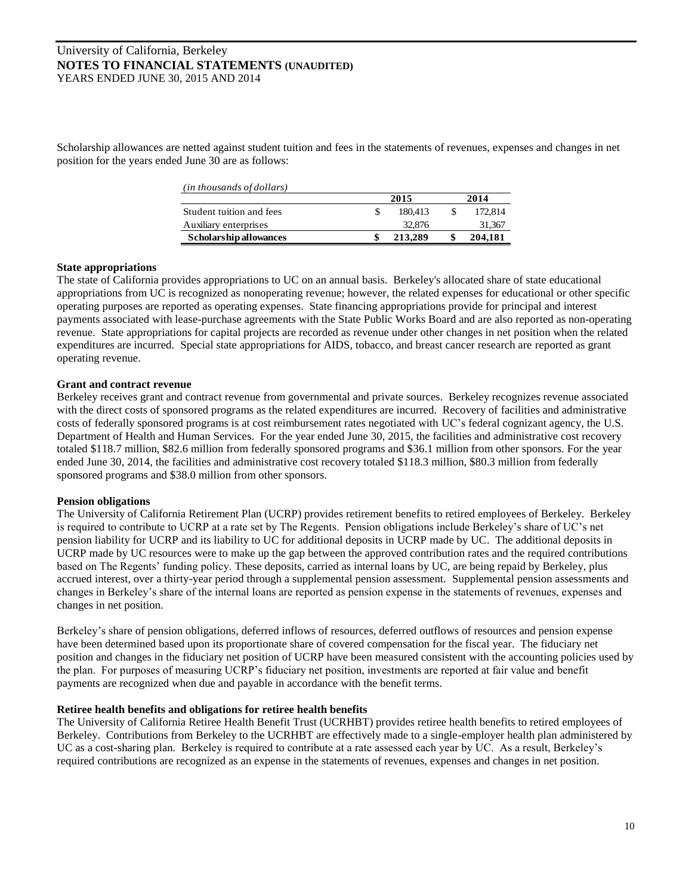Scholarship allowances are netted against student tuition and fees in the statements of revenues, expenses and changes in net position for the years ended June 30 are as follows:

| *(in thousands of dollars)* | 2015 | 2014 |
|---|---|---|
| Student tuition and fees | $ 180,413 | $ 172,814 |
| Auxiliary enterprises | 32,876 | 31,367 |
| **Scholarship allowances** | **$ 213,289** | **$ 204,181** |

**State appropriations**
The state of California provides appropriations to UC on an annual basis. Berkeley's allocated share of state educational appropriations from UC is recognized as nonoperating revenue; however, the related expenses for educational or other specific operating purposes are reported as operating expenses. State financing appropriations provide for principal and interest payments associated with lease-purchase agreements with the State Public Works Board and are also reported as non-operating revenue. State appropriations for capital projects are recorded as revenue under other changes in net position when the related expenditures are incurred. Special state appropriations for AIDS, tobacco, and breast cancer research are reported as grant operating revenue.

**Grant and contract revenue**
Berkeley receives grant and contract revenue from governmental and private sources. Berkeley recognizes revenue associated with the direct costs of sponsored programs as the related expenditures are incurred. Recovery of facilities and administrative costs of federally sponsored programs is at cost reimbursement rates negotiated with UC's federal cognizant agency, the U.S. Department of Health and Human Services. For the year ended June 30, 2015, the facilities and administrative cost recovery totaled $118.7 million, $82.6 million from federally sponsored programs and $36.1 million from other sponsors. For the year ended June 30, 2014, the facilities and administrative cost recovery totaled $118.3 million, $80.3 million from federally sponsored programs and $38.0 million from other sponsors.

**Pension obligations**
The University of California Retirement Plan (UCRP) provides retirement benefits to retired employees of Berkeley. Berkeley is required to contribute to UCRP at a rate set by The Regents. Pension obligations include Berkeley's share of UC's net pension liability for UCRP and its liability to UC for additional deposits in UCRP made by UC. The additional deposits in UCRP made by UC resources were to make up the gap between the approved contribution rates and the required contributions based on The Regents' funding policy. These deposits, carried as internal loans by UC, are being repaid by Berkeley, plus accrued interest, over a thirty-year period through a supplemental pension assessment. Supplemental pension assessments and changes in Berkeley's share of the internal loans are reported as pension expense in the statements of revenues, expenses and changes in net position.

Berkeley's share of pension obligations, deferred inflows of resources, deferred outflows of resources and pension expense have been determined based upon its proportionate share of covered compensation for the fiscal year. The fiduciary net position and changes in the fiduciary net position of UCRP have been measured consistent with the accounting policies used by the plan. For purposes of measuring UCRP's fiduciary net position, investments are reported at fair value and benefit payments are recognized when due and payable in accordance with the benefit terms.

**Retiree health benefits and obligations for retiree health benefits**
The University of California Retiree Health Benefit Trust (UCRHBT) provides retiree health benefits to retired employees of Berkeley. Contributions from Berkeley to the UCRHBT are effectively made to a single-employer health plan administered by UC as a cost-sharing plan. Berkeley is required to contribute at a rate assessed each year by UC. As a result, Berkeley's required contributions are recognized as an expense in the statements of revenues, expenses and changes in net position.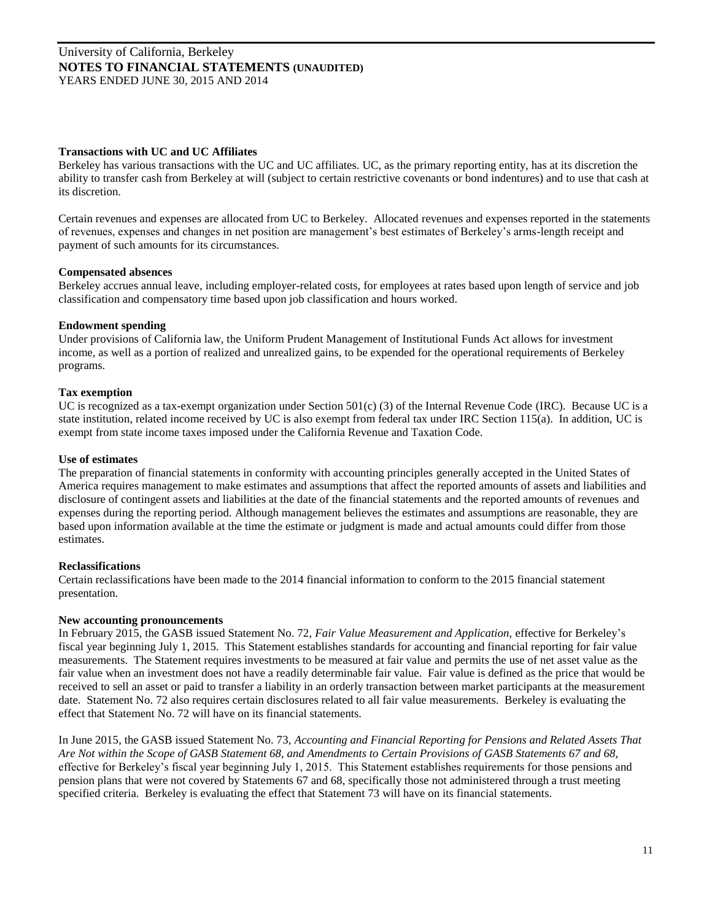**Transactions with UC and UC Affiliates**

Berkeley has various transactions with the UC and UC affiliates. UC, as the primary reporting entity, has at its discretion the ability to transfer cash from Berkeley at will (subject to certain restrictive covenants or bond indentures) and to use that cash at its discretion.

Certain revenues and expenses are allocated from UC to Berkeley. Allocated revenues and expenses reported in the statements of revenues, expenses and changes in net position are management's best estimates of Berkeley's arms-length receipt and payment of such amounts for its circumstances.

**Compensated absences**

Berkeley accrues annual leave, including employer-related costs, for employees at rates based upon length of service and job classification and compensatory time based upon job classification and hours worked.

**Endowment spending**

Under provisions of California law, the Uniform Prudent Management of Institutional Funds Act allows for investment income, as well as a portion of realized and unrealized gains, to be expended for the operational requirements of Berkeley programs.

**Tax exemption**

UC is recognized as a tax-exempt organization under Section 501(c) (3) of the Internal Revenue Code (IRC). Because UC is a state institution, related income received by UC is also exempt from federal tax under IRC Section 115(a). In addition, UC is exempt from state income taxes imposed under the California Revenue and Taxation Code.

**Use of estimates**

The preparation of financial statements in conformity with accounting principles generally accepted in the United States of America requires management to make estimates and assumptions that affect the reported amounts of assets and liabilities and disclosure of contingent assets and liabilities at the date of the financial statements and the reported amounts of revenues and expenses during the reporting period. Although management believes the estimates and assumptions are reasonable, they are based upon information available at the time the estimate or judgment is made and actual amounts could differ from those estimates.

**Reclassifications**

Certain reclassifications have been made to the 2014 financial information to conform to the 2015 financial statement presentation.

**New accounting pronouncements**

In February 2015, the GASB issued Statement No. 72, *Fair Value Measurement and Application,* effective for Berkeley's fiscal year beginning July 1, 2015. This Statement establishes standards for accounting and financial reporting for fair value measurements. The Statement requires investments to be measured at fair value and permits the use of net asset value as the fair value when an investment does not have a readily determinable fair value. Fair value is defined as the price that would be received to sell an asset or paid to transfer a liability in an orderly transaction between market participants at the measurement date. Statement No. 72 also requires certain disclosures related to all fair value measurements. Berkeley is evaluating the effect that Statement No. 72 will have on its financial statements.

In June 2015, the GASB issued Statement No. 73, *Accounting and Financial Reporting for Pensions and Related Assets That Are Not within the Scope of GASB Statement 68, and Amendments to Certain Provisions of GASB Statements 67 and 68,* effective for Berkeley's fiscal year beginning July 1, 2015. This Statement establishes requirements for those pensions and pension plans that were not covered by Statements 67 and 68, specifically those not administered through a trust meeting specified criteria. Berkeley is evaluating the effect that Statement 73 will have on its financial statements.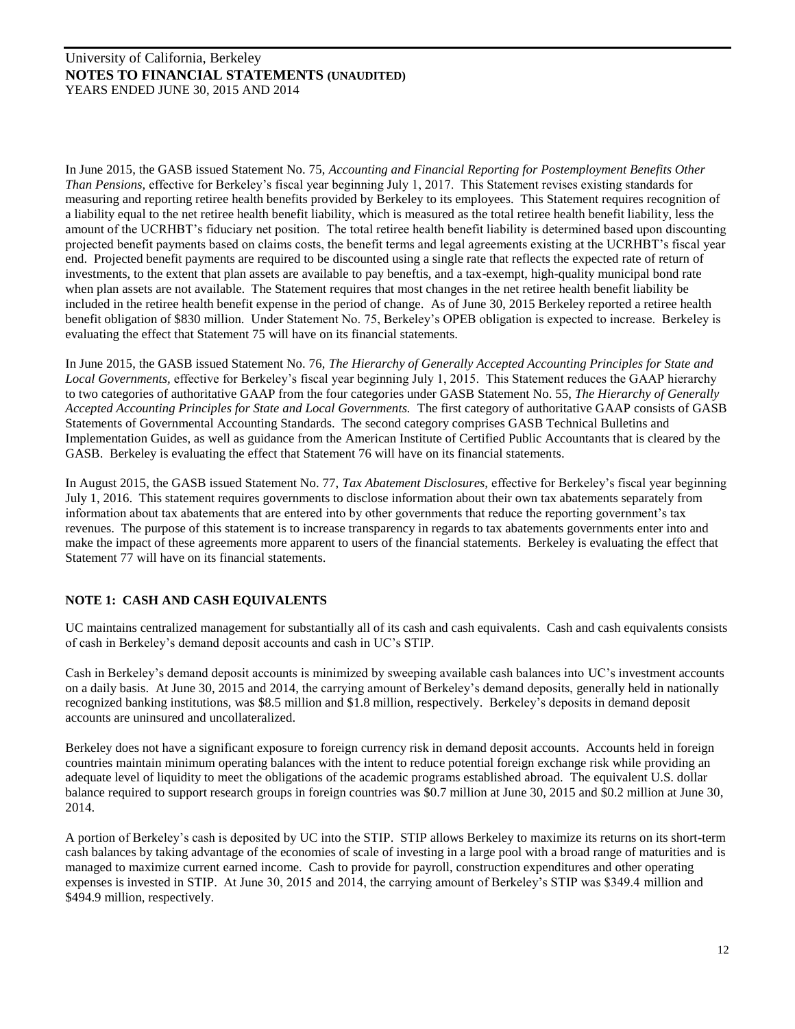In June 2015, the GASB issued Statement No. 75, *Accounting and Financial Reporting for Postemployment Benefits Other Than Pensions,* effective for Berkeley's fiscal year beginning July 1, 2017. This Statement revises existing standards for measuring and reporting retiree health benefits provided by Berkeley to its employees. This Statement requires recognition of a liability equal to the net retiree health benefit liability, which is measured as the total retiree health benefit liability, less the amount of the UCRHBT's fiduciary net position. The total retiree health benefit liability is determined based upon discounting projected benefit payments based on claims costs, the benefit terms and legal agreements existing at the UCRHBT's fiscal year end. Projected benefit payments are required to be discounted using a single rate that reflects the expected rate of return of investments, to the extent that plan assets are available to pay beneftis, and a tax-exempt, high-quality municipal bond rate when plan assets are not available. The Statement requires that most changes in the net retiree health benefit liability be included in the retiree health benefit expense in the period of change. As of June 30, 2015 Berkeley reported a retiree health benefit obligation of $830 million. Under Statement No. 75, Berkeley's OPEB obligation is expected to increase. Berkeley is evaluating the effect that Statement 75 will have on its financial statements.

In June 2015, the GASB issued Statement No. 76, *The Hierarchy of Generally Accepted Accounting Principles for State and Local Governments,* effective for Berkeley's fiscal year beginning July 1, 2015. This Statement reduces the GAAP hierarchy to two categories of authoritative GAAP from the four categories under GASB Statement No. 55, *The Hierarchy of Generally Accepted Accounting Principles for State and Local Governments.* The first category of authoritative GAAP consists of GASB Statements of Governmental Accounting Standards. The second category comprises GASB Technical Bulletins and Implementation Guides, as well as guidance from the American Institute of Certified Public Accountants that is cleared by the GASB. Berkeley is evaluating the effect that Statement 76 will have on its financial statements.

In August 2015, the GASB issued Statement No. 77, *Tax Abatement Disclosures,* effective for Berkeley's fiscal year beginning July 1, 2016. This statement requires governments to disclose information about their own tax abatements separately from information about tax abatements that are entered into by other governments that reduce the reporting government's tax revenues. The purpose of this statement is to increase transparency in regards to tax abatements governments enter into and make the impact of these agreements more apparent to users of the financial statements. Berkeley is evaluating the effect that Statement 77 will have on its financial statements.

## NOTE 1: CASH AND CASH EQUIVALENTS

UC maintains centralized management for substantially all of its cash and cash equivalents. Cash and cash equivalents consists of cash in Berkeley's demand deposit accounts and cash in UC's STIP.

Cash in Berkeley's demand deposit accounts is minimized by sweeping available cash balances into UC's investment accounts on a daily basis. At June 30, 2015 and 2014, the carrying amount of Berkeley's demand deposits, generally held in nationally recognized banking institutions, was $8.5 million and $1.8 million, respectively. Berkeley's deposits in demand deposit accounts are uninsured and uncollateralized.

Berkeley does not have a significant exposure to foreign currency risk in demand deposit accounts. Accounts held in foreign countries maintain minimum operating balances with the intent to reduce potential foreign exchange risk while providing an adequate level of liquidity to meet the obligations of the academic programs established abroad. The equivalent U.S. dollar balance required to support research groups in foreign countries was $0.7 million at June 30, 2015 and $0.2 million at June 30, 2014.

A portion of Berkeley's cash is deposited by UC into the STIP. STIP allows Berkeley to maximize its returns on its short-term cash balances by taking advantage of the economies of scale of investing in a large pool with a broad range of maturities and is managed to maximize current earned income. Cash to provide for payroll, construction expenditures and other operating expenses is invested in STIP. At June 30, 2015 and 2014, the carrying amount of Berkeley's STIP was $349.4 million and $494.9 million, respectively.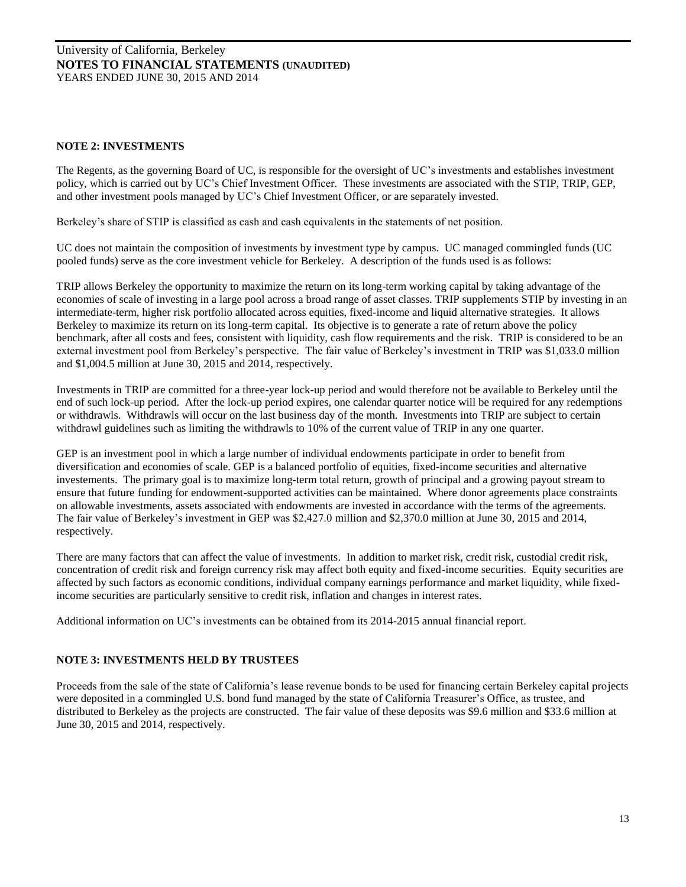## NOTE 2: INVESTMENTS

The Regents, as the governing Board of UC, is responsible for the oversight of UC's investments and establishes investment policy, which is carried out by UC's Chief Investment Officer. These investments are associated with the STIP, TRIP, GEP, and other investment pools managed by UC's Chief Investment Officer, or are separately invested.

Berkeley's share of STIP is classified as cash and cash equivalents in the statements of net position.

UC does not maintain the composition of investments by investment type by campus. UC managed commingled funds (UC pooled funds) serve as the core investment vehicle for Berkeley. A description of the funds used is as follows:

TRIP allows Berkeley the opportunity to maximize the return on its long-term working capital by taking advantage of the economies of scale of investing in a large pool across a broad range of asset classes. TRIP supplements STIP by investing in an intermediate-term, higher risk portfolio allocated across equities, fixed-income and liquid alternative strategies. It allows Berkeley to maximize its return on its long-term capital. Its objective is to generate a rate of return above the policy benchmark, after all costs and fees, consistent with liquidity, cash flow requirements and the risk. TRIP is considered to be an external investment pool from Berkeley's perspective. The fair value of Berkeley's investment in TRIP was $1,033.0 million and $1,004.5 million at June 30, 2015 and 2014, respectively.

Investments in TRIP are committed for a three-year lock-up period and would therefore not be available to Berkeley until the end of such lock-up period. After the lock-up period expires, one calendar quarter notice will be required for any redemptions or withdrawls. Withdrawls will occur on the last business day of the month. Investments into TRIP are subject to certain withdrawl guidelines such as limiting the withdrawls to 10% of the current value of TRIP in any one quarter.

GEP is an investment pool in which a large number of individual endowments participate in order to benefit from diversification and economies of scale. GEP is a balanced portfolio of equities, fixed-income securities and alternative investements. The primary goal is to maximize long-term total return, growth of principal and a growing payout stream to ensure that future funding for endowment-supported activities can be maintained. Where donor agreements place constraints on allowable investments, assets associated with endowments are invested in accordance with the terms of the agreements. The fair value of Berkeley's investment in GEP was $2,427.0 million and $2,370.0 million at June 30, 2015 and 2014, respectively.

There are many factors that can affect the value of investments. In addition to market risk, credit risk, custodial credit risk, concentration of credit risk and foreign currency risk may affect both equity and fixed-income securities. Equity securities are affected by such factors as economic conditions, individual company earnings performance and market liquidity, while fixed-income securities are particularly sensitive to credit risk, inflation and changes in interest rates.

Additional information on UC's investments can be obtained from its 2014-2015 annual financial report.

## NOTE 3: INVESTMENTS HELD BY TRUSTEES

Proceeds from the sale of the state of California's lease revenue bonds to be used for financing certain Berkeley capital projects were deposited in a commingled U.S. bond fund managed by the state of California Treasurer's Office, as trustee, and distributed to Berkeley as the projects are constructed. The fair value of these deposits was $9.6 million and $33.6 million at June 30, 2015 and 2014, respectively.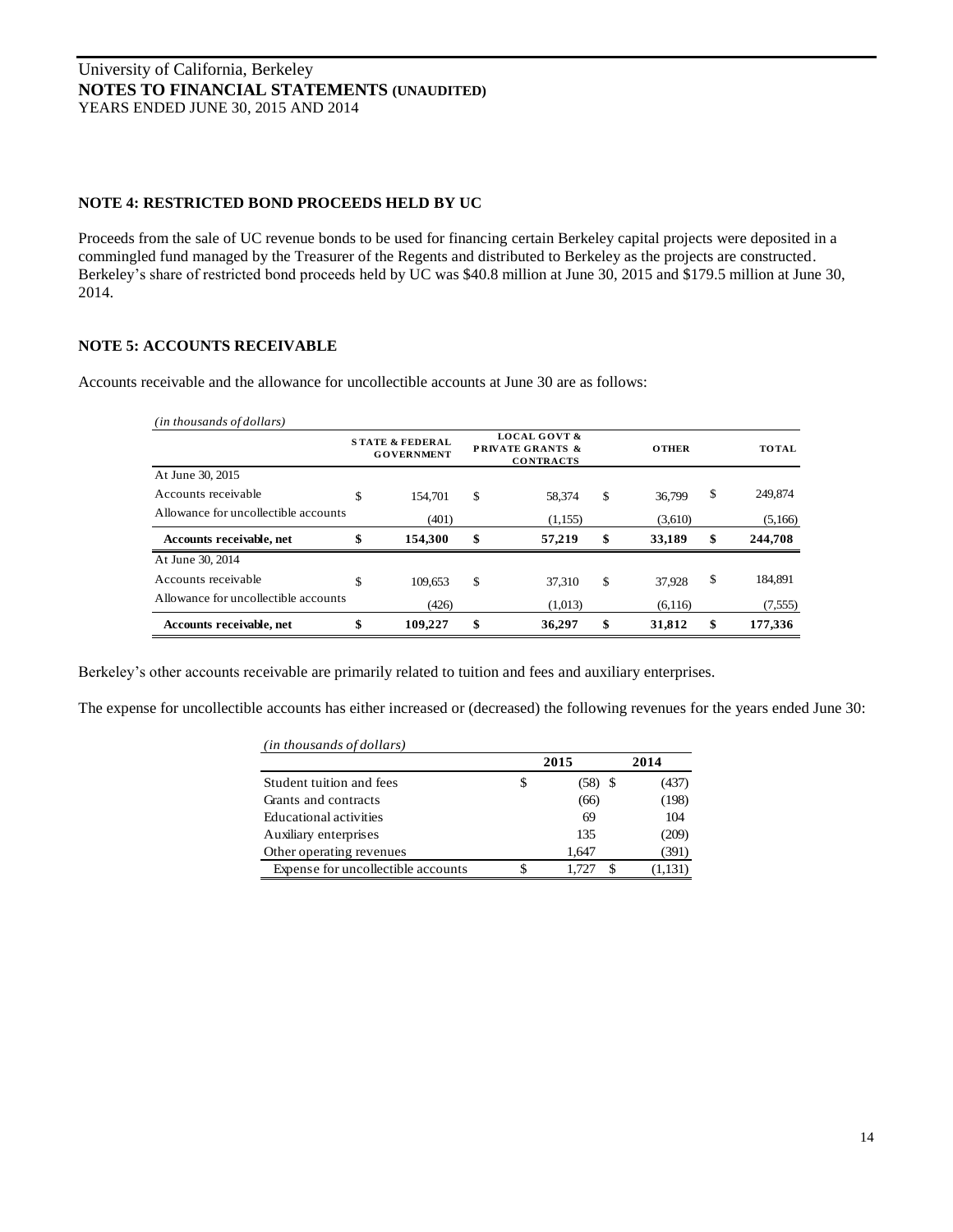## NOTE 4: RESTRICTED BOND PROCEEDS HELD BY UC

Proceeds from the sale of UC revenue bonds to be used for financing certain Berkeley capital projects were deposited in a commingled fund managed by the Treasurer of the Regents and distributed to Berkeley as the projects are constructed. Berkeley's share of restricted bond proceeds held by UC was $40.8 million at June 30, 2015 and $179.5 million at June 30, 2014.

## NOTE 5: ACCOUNTS RECEIVABLE

Accounts receivable and the allowance for uncollectible accounts at June 30 are as follows:

*(in thousands of dollars)*

| | STATE & FEDERAL GOVERNMENT | LOCAL GOVT & PRIVATE GRANTS & CONTRACTS | OTHER | TOTAL |
|---|---|---|---|---|
| At June 30, 2015 | | | | |
| Accounts receivable | $ 154,701 | $ 58,374 | $ 36,799 | $ 249,874 |
| Allowance for uncollectible accounts | (401) | (1,155) | (3,610) | (5,166) |
| **Accounts receivable, net** | **$ 154,300** | **$ 57,219** | **$ 33,189** | **$ 244,708** |
| At June 30, 2014 | | | | |
| Accounts receivable | $ 109,653 | $ 37,310 | $ 37,928 | $ 184,891 |
| Allowance for uncollectible accounts | (426) | (1,013) | (6,116) | (7,555) |
| **Accounts receivable, net** | **$ 109,227** | **$ 36,297** | **$ 31,812** | **$ 177,336** |

Berkeley's other accounts receivable are primarily related to tuition and fees and auxiliary enterprises.

The expense for uncollectible accounts has either increased or (decreased) the following revenues for the years ended June 30:

*(in thousands of dollars)*

| | 2015 | 2014 |
|---|---|---|
| Student tuition and fees | $ (58) | $ (437) |
| Grants and contracts | (66) | (198) |
| Educational activities | 69 | 104 |
| Auxiliary enterprises | 135 | (209) |
| Other operating revenues | 1,647 | (391) |
| Expense for uncollectible accounts | $ 1,727 | $ (1,131) |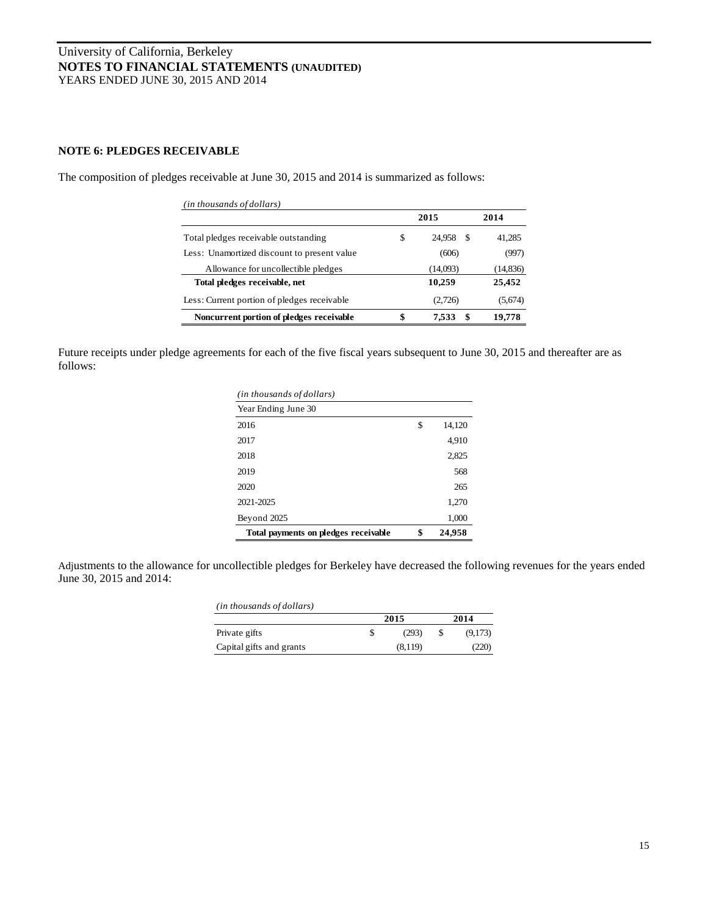# University of California, Berkeley
**NOTES TO FINANCIAL STATEMENTS (UNAUDITED)**
YEARS ENDED JUNE 30, 2015 AND 2014

## NOTE 6: PLEDGES RECEIVABLE

The composition of pledges receivable at June 30, 2015 and 2014 is summarized as follows:

| *(in thousands of dollars)* | 2015 | 2014 |
|---|---|---|
| Total pledges receivable outstanding | $ 24,958 | $ 41,285 |
| Less: Unamortized discount to present value | (606) | (997) |
| Allowance for uncollectible pledges | (14,093) | (14,836) |
| **Total pledges receivable, net** | **10,259** | **25,452** |
| Less: Current portion of pledges receivable | (2,726) | (5,674) |
| **Noncurrent portion of pledges receivable** | **$ 7,533** | **$ 19,778** |

Future receipts under pledge agreements for each of the five fiscal years subsequent to June 30, 2015 and thereafter are as follows:

| *(in thousands of dollars)* Year Ending June 30 | |
|---|---|
| 2016 | $ 14,120 |
| 2017 | 4,910 |
| 2018 | 2,825 |
| 2019 | 568 |
| 2020 | 265 |
| 2021-2025 | 1,270 |
| Beyond 2025 | 1,000 |
| **Total payments on pledges receivable** | **$ 24,958** |

Adjustments to the allowance for uncollectible pledges for Berkeley have decreased the following revenues for the years ended June 30, 2015 and 2014:

| *(in thousands of dollars)* | 2015 | 2014 |
|---|---|---|
| Private gifts | $ (293) | $ (9,173) |
| Capital gifts and grants | (8,119) | (220) |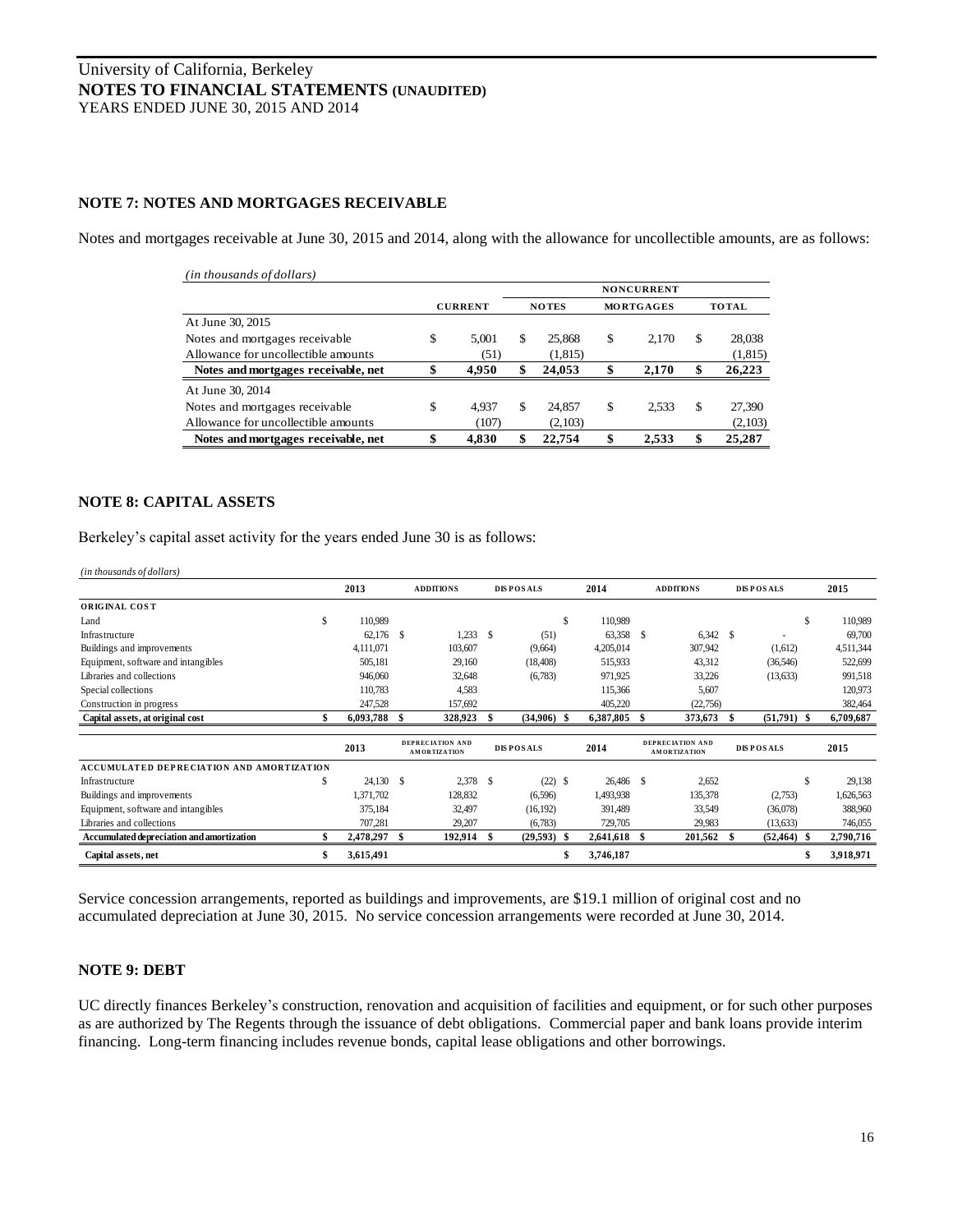# University of California, Berkeley
**NOTES TO FINANCIAL STATEMENTS (UNAUDITED)**
YEARS ENDED JUNE 30, 2015 AND 2014

### NOTE 7: NOTES AND MORTGAGES RECEIVABLE

Notes and mortgages receivable at June 30, 2015 and 2014, along with the allowance for uncollectible amounts, are as follows:

*(in thousands of dollars)*

| | | NONCURRENT | | |
|---|---|---|---|---|
| | CURRENT | NOTES | MORTGAGES | TOTAL |
| At June 30, 2015 | | | | |
| Notes and mortgages receivable | $ 5,001 | $ 25,868 | $ 2,170 | $ 28,038 |
| Allowance for uncollectible amounts | (51) | (1,815) | | (1,815) |
| **Notes and mortgages receivable, net** | **$ 4,950** | **$ 24,053** | **$ 2,170** | **$ 26,223** |
| At June 30, 2014 | | | | |
| Notes and mortgages receivable | $ 4,937 | $ 24,857 | $ 2,533 | $ 27,390 |
| Allowance for uncollectible amounts | (107) | (2,103) | | (2,103) |
| **Notes and mortgages receivable, net** | **$ 4,830** | **$ 22,754** | **$ 2,533** | **$ 25,287** |

### NOTE 8: CAPITAL ASSETS

Berkeley's capital asset activity for the years ended June 30 is as follows:

*(in thousands of dollars)*

| | 2013 | ADDITIONS | DISPOSALS | 2014 | ADDITIONS | DISPOSALS | 2015 |
|---|---|---|---|---|---|---|---|
| **ORIGINAL COST** | | | | | | | |
| Land | $ 110,989 | | | $ 110,989 | | | $ 110,989 |
| Infrastructure | 62,176 | $ 1,233 | $ (51) | 63,358 | $ 6,342 | $ - | 69,700 |
| Buildings and improvements | 4,111,071 | 103,607 | (9,664) | 4,205,014 | 307,942 | (1,612) | 4,511,344 |
| Equipment, software and intangibles | 505,181 | 29,160 | (18,408) | 515,933 | 43,312 | (36,546) | 522,699 |
| Libraries and collections | 946,060 | 32,648 | (6,783) | 971,925 | 33,226 | (13,633) | 991,518 |
| Special collections | 110,783 | 4,583 | | 115,366 | 5,607 | | 120,973 |
| Construction in progress | 247,528 | 157,692 | | 405,220 | (22,756) | | 382,464 |
| **Capital assets, at original cost** | **$ 6,093,788** | **$ 328,923** | **$ (34,906)** | **$ 6,387,805** | **$ 373,673** | **$ (51,791)** | **$ 6,709,687** |
| | **2013** | **DEPRECIATION AND AMORTIZATION** | **DISPOSALS** | **2014** | **DEPRECIATION AND AMORTIZATION** | **DISPOSALS** | **2015** |
| **ACCUMULATED DEPRECIATION AND AMORTIZATION** | | | | | | | |
| Infrastructure | $ 24,130 | $ 2,378 | $ (22) | $ 26,486 | $ 2,652 | | $ 29,138 |
| Buildings and improvements | 1,371,702 | 128,832 | (6,596) | 1,493,938 | 135,378 | (2,753) | 1,626,563 |
| Equipment, software and intangibles | 375,184 | 32,497 | (16,192) | 391,489 | 33,549 | (36,078) | 388,960 |
| Libraries and collections | 707,281 | 29,207 | (6,783) | 729,705 | 29,983 | (13,633) | 746,055 |
| **Accumulated depreciation and amortization** | **$ 2,478,297** | **$ 192,914** | **$ (29,593)** | **$ 2,641,618** | **$ 201,562** | **$ (52,464)** | **$ 2,790,716** |
| **Capital assets, net** | **$ 3,615,491** | | | **$ 3,746,187** | | | **$ 3,918,971** |

Service concession arrangements, reported as buildings and improvements, are $19.1 million of original cost and no accumulated depreciation at June 30, 2015. No service concession arrangements were recorded at June 30, 2014.

### NOTE 9: DEBT

UC directly finances Berkeley's construction, renovation and acquisition of facilities and equipment, or for such other purposes as are authorized by The Regents through the issuance of debt obligations. Commercial paper and bank loans provide interim financing. Long-term financing includes revenue bonds, capital lease obligations and other borrowings.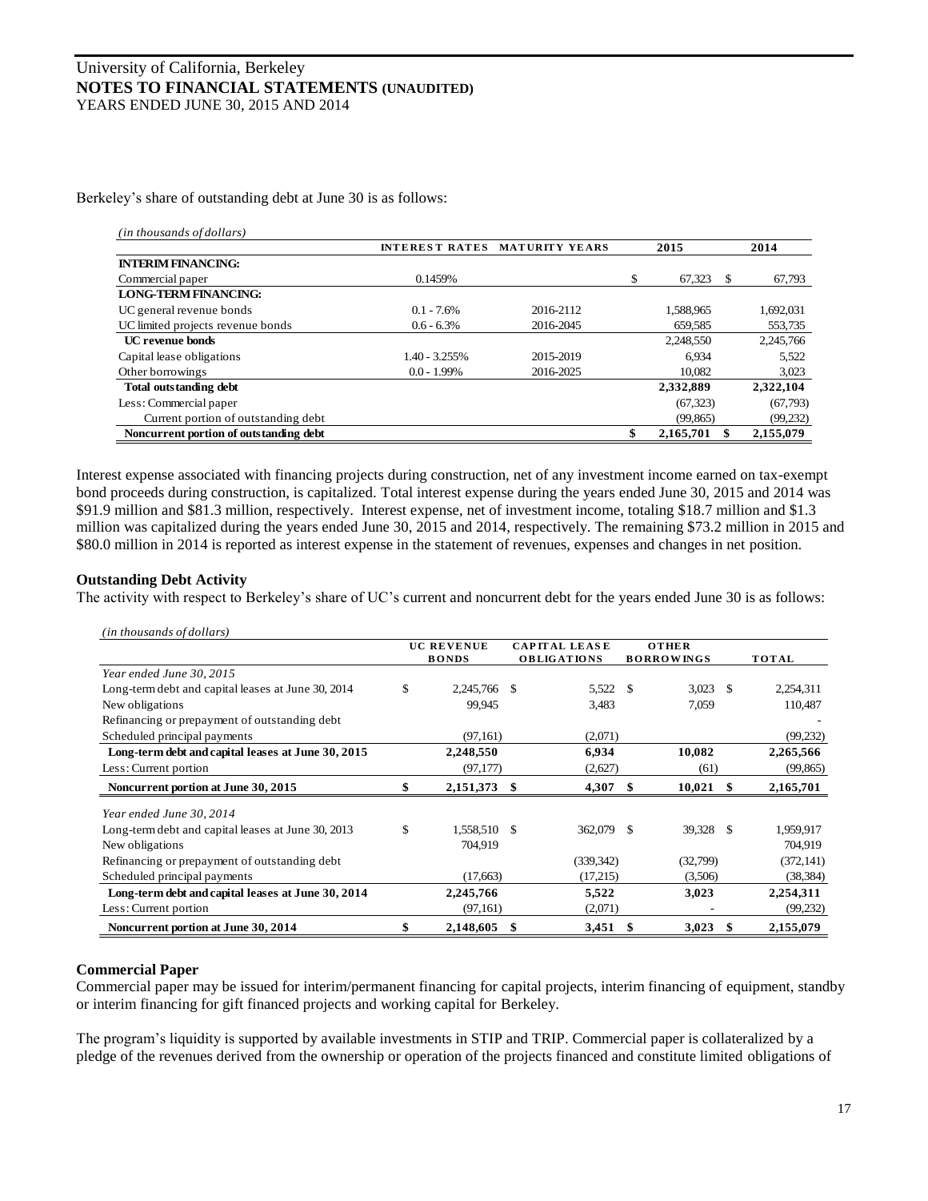Berkeley's share of outstanding debt at June 30 is as follows:

*(in thousands of dollars)*

| | INTEREST RATES | MATURITY YEARS | 2015 | 2014 |
|---|---|---|---|---|
| **INTERIM FINANCING:** | | | | |
| Commercial paper | 0.1459% | | $ 67,323 | $ 67,793 |
| **LONG-TERM FINANCING:** | | | | |
| UC general revenue bonds | 0.1 - 7.6% | 2016-2112 | 1,588,965 | 1,692,031 |
| UC limited projects revenue bonds | 0.6 - 6.3% | 2016-2045 | 659,585 | 553,735 |
| **UC revenue bonds** | | | 2,248,550 | 2,245,766 |
| Capital lease obligations | 1.40 - 3.255% | 2015-2019 | 6,934 | 5,522 |
| Other borrowings | 0.0 - 1.99% | 2016-2025 | 10,082 | 3,023 |
| **Total outstanding debt** | | | **2,332,889** | **2,322,104** |
| Less: Commercial paper | | | (67,323) | (67,793) |
| Current portion of outstanding debt | | | (99,865) | (99,232) |
| **Noncurrent portion of outstanding debt** | | | **$ 2,165,701** | **$ 2,155,079** |

Interest expense associated with financing projects during construction, net of any investment income earned on tax-exempt bond proceeds during construction, is capitalized. Total interest expense during the years ended June 30, 2015 and 2014 was $91.9 million and $81.3 million, respectively. Interest expense, net of investment income, totaling $18.7 million and $1.3 million was capitalized during the years ended June 30, 2015 and 2014, respectively. The remaining $73.2 million in 2015 and $80.0 million in 2014 is reported as interest expense in the statement of revenues, expenses and changes in net position.

**Outstanding Debt Activity**

The activity with respect to Berkeley's share of UC's current and noncurrent debt for the years ended June 30 is as follows:

*(in thousands of dollars)*

| | UC REVENUE BONDS | CAPITAL LEASE OBLIGATIONS | OTHER BORROWINGS | TOTAL |
|---|---|---|---|---|
| *Year ended June 30, 2015* | | | | |
| Long-term debt and capital leases at June 30, 2014 | $ 2,245,766 | $ 5,522 | $ 3,023 | $ 2,254,311 |
| New obligations | 99,945 | 3,483 | 7,059 | 110,487 |
| Refinancing or prepayment of outstanding debt | | | | - |
| Scheduled principal payments | (97,161) | (2,071) | | (99,232) |
| **Long-term debt and capital leases at June 30, 2015** | **2,248,550** | **6,934** | **10,082** | **2,265,566** |
| Less: Current portion | (97,177) | (2,627) | (61) | (99,865) |
| **Noncurrent portion at June 30, 2015** | **$ 2,151,373** | **$ 4,307** | **$ 10,021** | **$ 2,165,701** |
| *Year ended June 30, 2014* | | | | |
| Long-term debt and capital leases at June 30, 2013 | $ 1,558,510 | $ 362,079 | $ 39,328 | $ 1,959,917 |
| New obligations | 704,919 | | | 704,919 |
| Refinancing or prepayment of outstanding debt | | (339,342) | (32,799) | (372,141) |
| Scheduled principal payments | (17,663) | (17,215) | (3,506) | (38,384) |
| **Long-term debt and capital leases at June 30, 2014** | **2,245,766** | **5,522** | **3,023** | **2,254,311** |
| Less: Current portion | (97,161) | (2,071) | - | (99,232) |
| **Noncurrent portion at June 30, 2014** | **$ 2,148,605** | **$ 3,451** | **$ 3,023** | **$ 2,155,079** |

**Commercial Paper**

Commercial paper may be issued for interim/permanent financing for capital projects, interim financing of equipment, standby or interim financing for gift financed projects and working capital for Berkeley.

The program's liquidity is supported by available investments in STIP and TRIP. Commercial paper is collateralized by a pledge of the revenues derived from the ownership or operation of the projects financed and constitute limited obligations of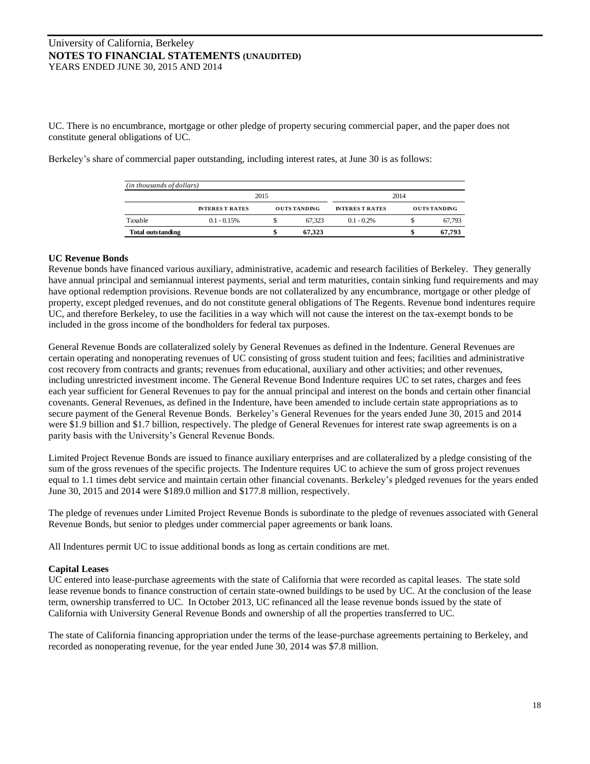UC. There is no encumbrance, mortgage or other pledge of property securing commercial paper, and the paper does not constitute general obligations of UC.

Berkeley's share of commercial paper outstanding, including interest rates, at June 30 is as follows:

| *(in thousands of dollars)* | | | | |
|---|---|---|---|---|
| | 2015 | | 2014 | |
| | **INTEREST RATES** | **OUTSTANDING** | **INTEREST RATES** | **OUTSTANDING** |
| Taxable | 0.1 - 0.15% | $ 67,323 | 0.1 - 0.2% | $ 67,793 |
| **Total outstanding** | | **$ 67,323** | | **$ 67,793** |

**UC Revenue Bonds**

Revenue bonds have financed various auxiliary, administrative, academic and research facilities of Berkeley. They generally have annual principal and semiannual interest payments, serial and term maturities, contain sinking fund requirements and may have optional redemption provisions. Revenue bonds are not collateralized by any encumbrance, mortgage or other pledge of property, except pledged revenues, and do not constitute general obligations of The Regents. Revenue bond indentures require UC, and therefore Berkeley, to use the facilities in a way which will not cause the interest on the tax-exempt bonds to be included in the gross income of the bondholders for federal tax purposes.

General Revenue Bonds are collateralized solely by General Revenues as defined in the Indenture. General Revenues are certain operating and nonoperating revenues of UC consisting of gross student tuition and fees; facilities and administrative cost recovery from contracts and grants; revenues from educational, auxiliary and other activities; and other revenues, including unrestricted investment income. The General Revenue Bond Indenture requires UC to set rates, charges and fees each year sufficient for General Revenues to pay for the annual principal and interest on the bonds and certain other financial covenants. General Revenues, as defined in the Indenture, have been amended to include certain state appropriations as to secure payment of the General Revenue Bonds. Berkeley's General Revenues for the years ended June 30, 2015 and 2014 were $1.9 billion and $1.7 billion, respectively. The pledge of General Revenues for interest rate swap agreements is on a parity basis with the University's General Revenue Bonds.

Limited Project Revenue Bonds are issued to finance auxiliary enterprises and are collateralized by a pledge consisting of the sum of the gross revenues of the specific projects. The Indenture requires UC to achieve the sum of gross project revenues equal to 1.1 times debt service and maintain certain other financial covenants. Berkeley's pledged revenues for the years ended June 30, 2015 and 2014 were $189.0 million and $177.8 million, respectively.

The pledge of revenues under Limited Project Revenue Bonds is subordinate to the pledge of revenues associated with General Revenue Bonds, but senior to pledges under commercial paper agreements or bank loans.

All Indentures permit UC to issue additional bonds as long as certain conditions are met.

**Capital Leases**

UC entered into lease-purchase agreements with the state of California that were recorded as capital leases. The state sold lease revenue bonds to finance construction of certain state-owned buildings to be used by UC. At the conclusion of the lease term, ownership transferred to UC. In October 2013, UC refinanced all the lease revenue bonds issued by the state of California with University General Revenue Bonds and ownership of all the properties transferred to UC.

The state of California financing appropriation under the terms of the lease-purchase agreements pertaining to Berkeley, and recorded as nonoperating revenue, for the year ended June 30, 2014 was $7.8 million.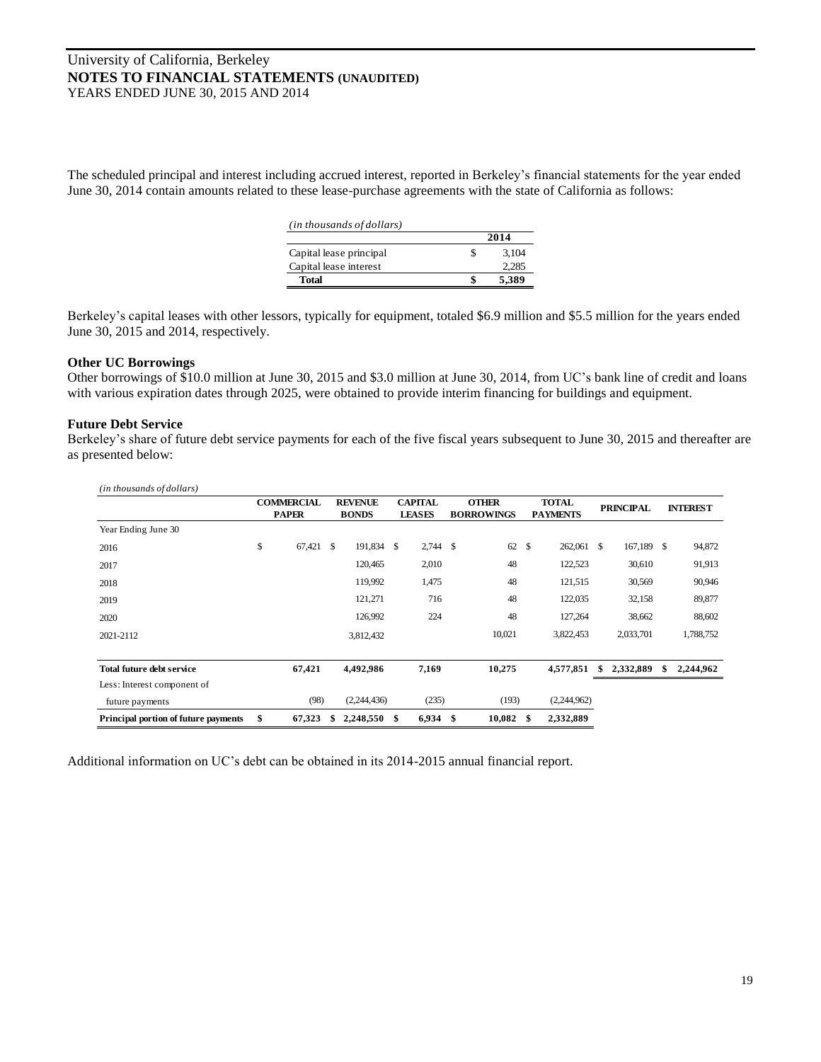The scheduled principal and interest including accrued interest, reported in Berkeley's financial statements for the year ended June 30, 2014 contain amounts related to these lease-purchase agreements with the state of California as follows:

*(in thousands of dollars)*

| | 2014 |
|---|---|
| Capital lease principal | $ 3,104 |
| Capital lease interest | 2,285 |
| **Total** | **$ 5,389** |

Berkeley's capital leases with other lessors, typically for equipment, totaled $6.9 million and $5.5 million for the years ended June 30, 2015 and 2014, respectively.

**Other UC Borrowings**

Other borrowings of $10.0 million at June 30, 2015 and $3.0 million at June 30, 2014, from UC's bank line of credit and loans with various expiration dates through 2025, were obtained to provide interim financing for buildings and equipment.

**Future Debt Service**

Berkeley's share of future debt service payments for each of the five fiscal years subsequent to June 30, 2015 and thereafter are as presented below:

*(in thousands of dollars)*

| | COMMERCIAL PAPER | REVENUE BONDS | CAPITAL LEASES | OTHER BORROWINGS | TOTAL PAYMENTS | PRINCIPAL | INTEREST |
|---|---|---|---|---|---|---|---|
| Year Ending June 30 | | | | | | | |
| 2016 | $ 67,421 | $ 191,834 | $ 2,744 | $ 62 | $ 262,061 | $ 167,189 | $ 94,872 |
| 2017 | | 120,465 | 2,010 | 48 | 122,523 | 30,610 | 91,913 |
| 2018 | | 119,992 | 1,475 | 48 | 121,515 | 30,569 | 90,946 |
| 2019 | | 121,271 | 716 | 48 | 122,035 | 32,158 | 89,877 |
| 2020 | | 126,992 | 224 | 48 | 127,264 | 38,662 | 88,602 |
| 2021-2112 | | 3,812,432 | | 10,021 | 3,822,453 | 2,033,701 | 1,788,752 |
| **Total future debt service** | **67,421** | **4,492,986** | **7,169** | **10,275** | **4,577,851** | **$ 2,332,889** | **$ 2,244,962** |
| Less: Interest component of future payments | (98) | (2,244,436) | (235) | (193) | (2,244,962) | | |
| **Principal portion of future payments** | **$ 67,323** | **$ 2,248,550** | **$ 6,934** | **$ 10,082** | **$ 2,332,889** | | |

Additional information on UC's debt can be obtained in its 2014-2015 annual financial report.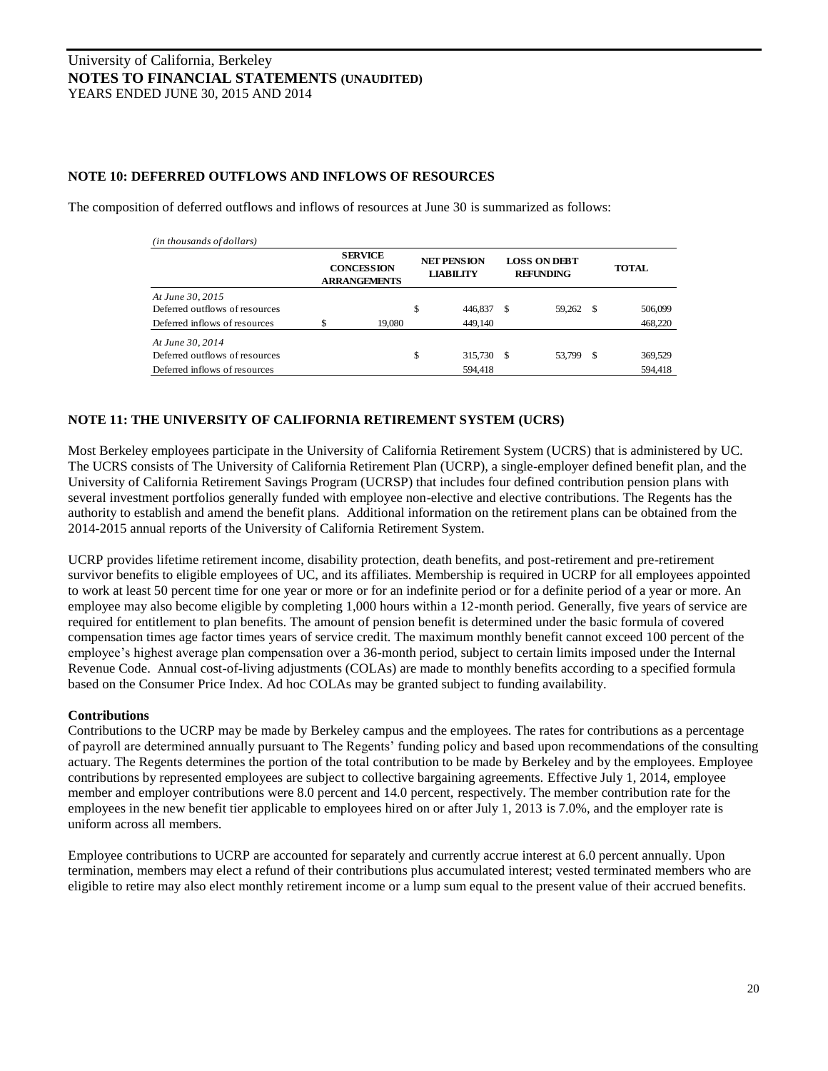## NOTE 10: DEFERRED OUTFLOWS AND INFLOWS OF RESOURCES

The composition of deferred outflows and inflows of resources at June 30 is summarized as follows:

*(in thousands of dollars)*

| | SERVICE CONCESSION ARRANGEMENTS | NET PENSION LIABILITY | LOSS ON DEBT REFUNDING | TOTAL |
|---|---|---|---|---|
| *At June 30, 2015* | | | | |
| Deferred outflows of resources | | $ 446,837 | $ 59,262 | $ 506,099 |
| Deferred inflows of resources | $ 19,080 | 449,140 | | 468,220 |
| *At June 30, 2014* | | | | |
| Deferred outflows of resources | | $ 315,730 | $ 53,799 | $ 369,529 |
| Deferred inflows of resources | | 594,418 | | 594,418 |

## NOTE 11: THE UNIVERSITY OF CALIFORNIA RETIREMENT SYSTEM (UCRS)

Most Berkeley employees participate in the University of California Retirement System (UCRS) that is administered by UC. The UCRS consists of The University of California Retirement Plan (UCRP), a single-employer defined benefit plan, and the University of California Retirement Savings Program (UCRSP) that includes four defined contribution pension plans with several investment portfolios generally funded with employee non-elective and elective contributions. The Regents has the authority to establish and amend the benefit plans. Additional information on the retirement plans can be obtained from the 2014-2015 annual reports of the University of California Retirement System.

UCRP provides lifetime retirement income, disability protection, death benefits, and post-retirement and pre-retirement survivor benefits to eligible employees of UC, and its affiliates. Membership is required in UCRP for all employees appointed to work at least 50 percent time for one year or more or for an indefinite period or for a definite period of a year or more. An employee may also become eligible by completing 1,000 hours within a 12-month period. Generally, five years of service are required for entitlement to plan benefits. The amount of pension benefit is determined under the basic formula of covered compensation times age factor times years of service credit. The maximum monthly benefit cannot exceed 100 percent of the employee's highest average plan compensation over a 36-month period, subject to certain limits imposed under the Internal Revenue Code. Annual cost-of-living adjustments (COLAs) are made to monthly benefits according to a specified formula based on the Consumer Price Index. Ad hoc COLAs may be granted subject to funding availability.

### Contributions

Contributions to the UCRP may be made by Berkeley campus and the employees. The rates for contributions as a percentage of payroll are determined annually pursuant to The Regents' funding policy and based upon recommendations of the consulting actuary. The Regents determines the portion of the total contribution to be made by Berkeley and by the employees. Employee contributions by represented employees are subject to collective bargaining agreements. Effective July 1, 2014, employee member and employer contributions were 8.0 percent and 14.0 percent, respectively. The member contribution rate for the employees in the new benefit tier applicable to employees hired on or after July 1, 2013 is 7.0%, and the employer rate is uniform across all members.

Employee contributions to UCRP are accounted for separately and currently accrue interest at 6.0 percent annually. Upon termination, members may elect a refund of their contributions plus accumulated interest; vested terminated members who are eligible to retire may also elect monthly retirement income or a lump sum equal to the present value of their accrued benefits.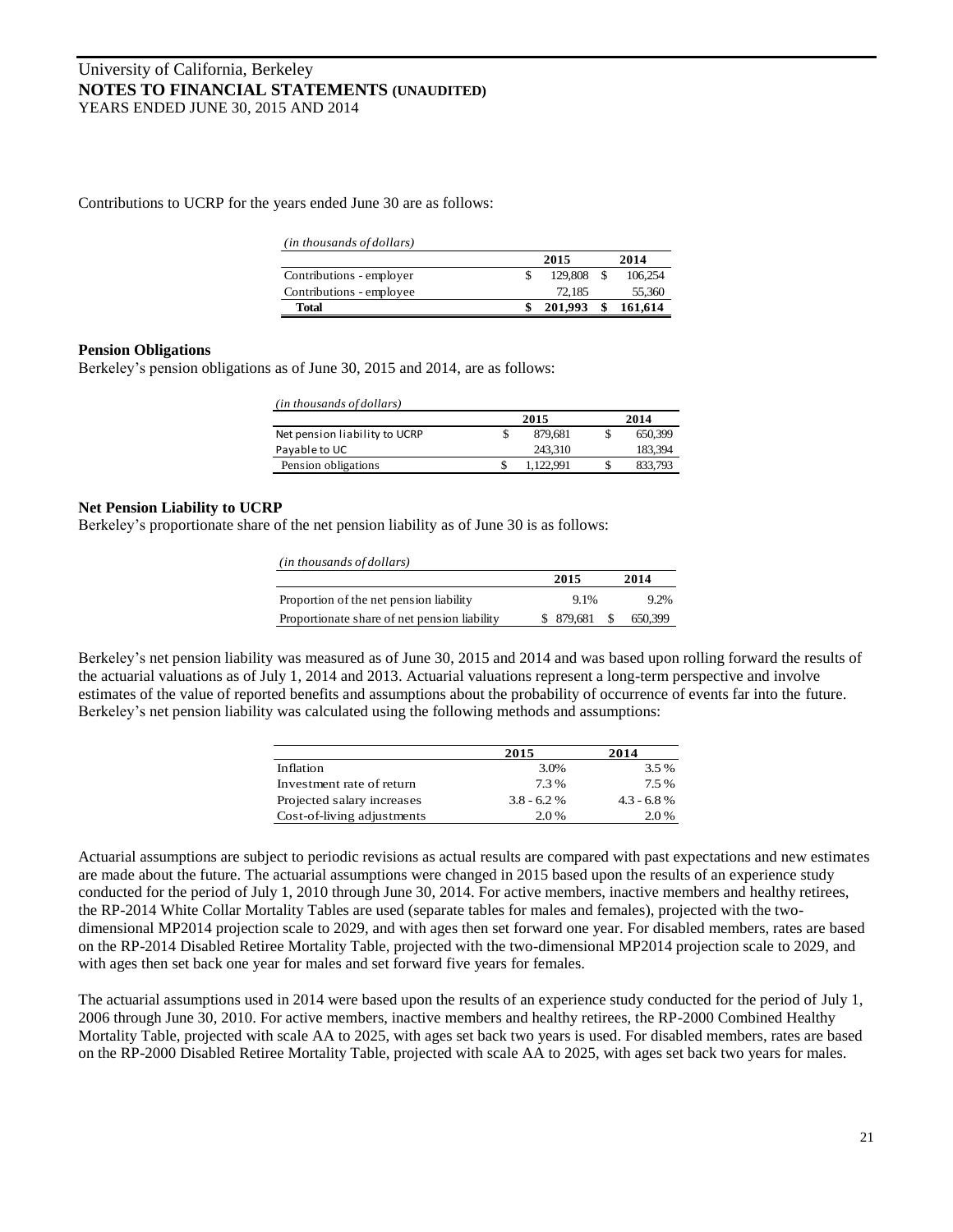Contributions to UCRP for the years ended June 30 are as follows:

| *(in thousands of dollars)* | 2015 | 2014 |
|---|---|---|
| Contributions - employer | $ 129,808 | $ 106,254 |
| Contributions - employee | 72,185 | 55,360 |
| **Total** | **$ 201,993** | **$ 161,614** |

**Pension Obligations**

Berkeley's pension obligations as of June 30, 2015 and 2014, are as follows:

| *(in thousands of dollars)* | 2015 | 2014 |
|---|---|---|
| Net pension liability to UCRP | $ 879,681 | $ 650,399 |
| Payable to UC | 243,310 | 183,394 |
| Pension obligations | $ 1,122,991 | $ 833,793 |

**Net Pension Liability to UCRP**

Berkeley's proportionate share of the net pension liability as of June 30 is as follows:

| *(in thousands of dollars)* | 2015 | 2014 |
|---|---|---|
| Proportion of the net pension liability | 9.1% | 9.2% |
| Proportionate share of net pension liability | $ 879,681 | $ 650,399 |

Berkeley's net pension liability was measured as of June 30, 2015 and 2014 and was based upon rolling forward the results of the actuarial valuations as of July 1, 2014 and 2013. Actuarial valuations represent a long-term perspective and involve estimates of the value of reported benefits and assumptions about the probability of occurrence of events far into the future. Berkeley's net pension liability was calculated using the following methods and assumptions:

| | 2015 | 2014 |
|---|---|---|
| Inflation | 3.0% | 3.5 % |
| Investment rate of return | 7.3 % | 7.5 % |
| Projected salary increases | 3.8 - 6.2 % | 4.3 - 6.8 % |
| Cost-of-living adjustments | 2.0 % | 2.0 % |

Actuarial assumptions are subject to periodic revisions as actual results are compared with past expectations and new estimates are made about the future. The actuarial assumptions were changed in 2015 based upon the results of an experience study conducted for the period of July 1, 2010 through June 30, 2014. For active members, inactive members and healthy retirees, the RP-2014 White Collar Mortality Tables are used (separate tables for males and females), projected with the two-dimensional MP2014 projection scale to 2029, and with ages then set forward one year. For disabled members, rates are based on the RP-2014 Disabled Retiree Mortality Table, projected with the two-dimensional MP2014 projection scale to 2029, and with ages then set back one year for males and set forward five years for females.

The actuarial assumptions used in 2014 were based upon the results of an experience study conducted for the period of July 1, 2006 through June 30, 2010. For active members, inactive members and healthy retirees, the RP-2000 Combined Healthy Mortality Table, projected with scale AA to 2025, with ages set back two years is used. For disabled members, rates are based on the RP-2000 Disabled Retiree Mortality Table, projected with scale AA to 2025, with ages set back two years for males.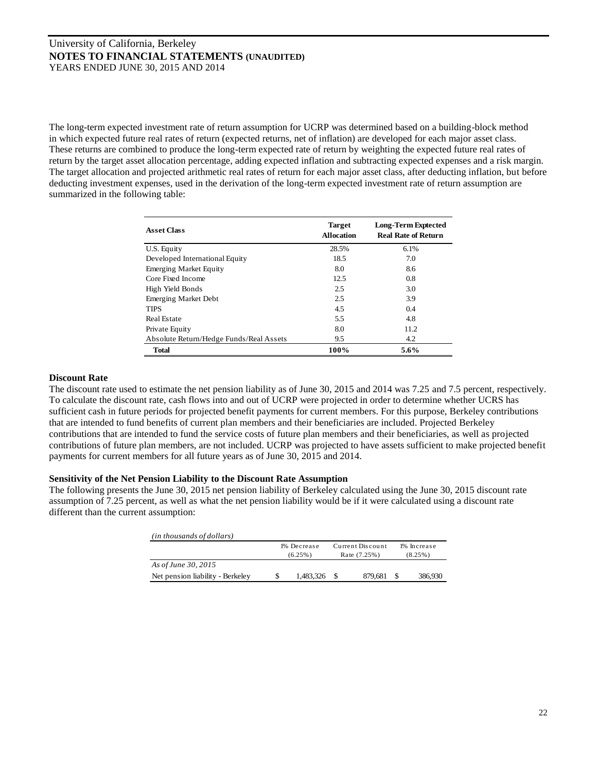The long-term expected investment rate of return assumption for UCRP was determined based on a building-block method in which expected future real rates of return (expected returns, net of inflation) are developed for each major asset class. These returns are combined to produce the long-term expected rate of return by weighting the expected future real rates of return by the target asset allocation percentage, adding expected inflation and subtracting expected expenses and a risk margin. The target allocation and projected arithmetic real rates of return for each major asset class, after deducting inflation, but before deducting investment expenses, used in the derivation of the long-term expected investment rate of return assumption are summarized in the following table:

| Asset Class | Target Allocation | Long-Term Exptected Real Rate of Return |
|---|---|---|
| U.S. Equity | 28.5% | 6.1% |
| Developed International Equity | 18.5 | 7.0 |
| Emerging Market Equity | 8.0 | 8.6 |
| Core Fixed Income | 12.5 | 0.8 |
| High Yield Bonds | 2.5 | 3.0 |
| Emerging Market Debt | 2.5 | 3.9 |
| TIPS | 4.5 | 0.4 |
| Real Estate | 5.5 | 4.8 |
| Private Equity | 8.0 | 11.2 |
| Absolute Return/Hedge Funds/Real Assets | 9.5 | 4.2 |
| **Total** | **100%** | **5.6%** |

**Discount Rate**

The discount rate used to estimate the net pension liability as of June 30, 2015 and 2014 was 7.25 and 7.5 percent, respectively. To calculate the discount rate, cash flows into and out of UCRP were projected in order to determine whether UCRS has sufficient cash in future periods for projected benefit payments for current members. For this purpose, Berkeley contributions that are intended to fund benefits of current plan members and their beneficiaries are included. Projected Berkeley contributions that are intended to fund the service costs of future plan members and their beneficiaries, as well as projected contributions of future plan members, are not included. UCRP was projected to have assets sufficient to make projected benefit payments for current members for all future years as of June 30, 2015 and 2014.

**Sensitivity of the Net Pension Liability to the Discount Rate Assumption**

The following presents the June 30, 2015 net pension liability of Berkeley calculated using the June 30, 2015 discount rate assumption of 7.25 percent, as well as what the net pension liability would be if it were calculated using a discount rate different than the current assumption:

| *(in thousands of dollars)* | 1% Decrease (6.25%) | Current Discount Rate (7.25%) | 1% Increase (8.25%) |
|---|---|---|---|
| *As of June 30, 2015* | | | |
| Net pension liability - Berkeley | $ 1,483,326 | $ 879,681 | $ 386,930 |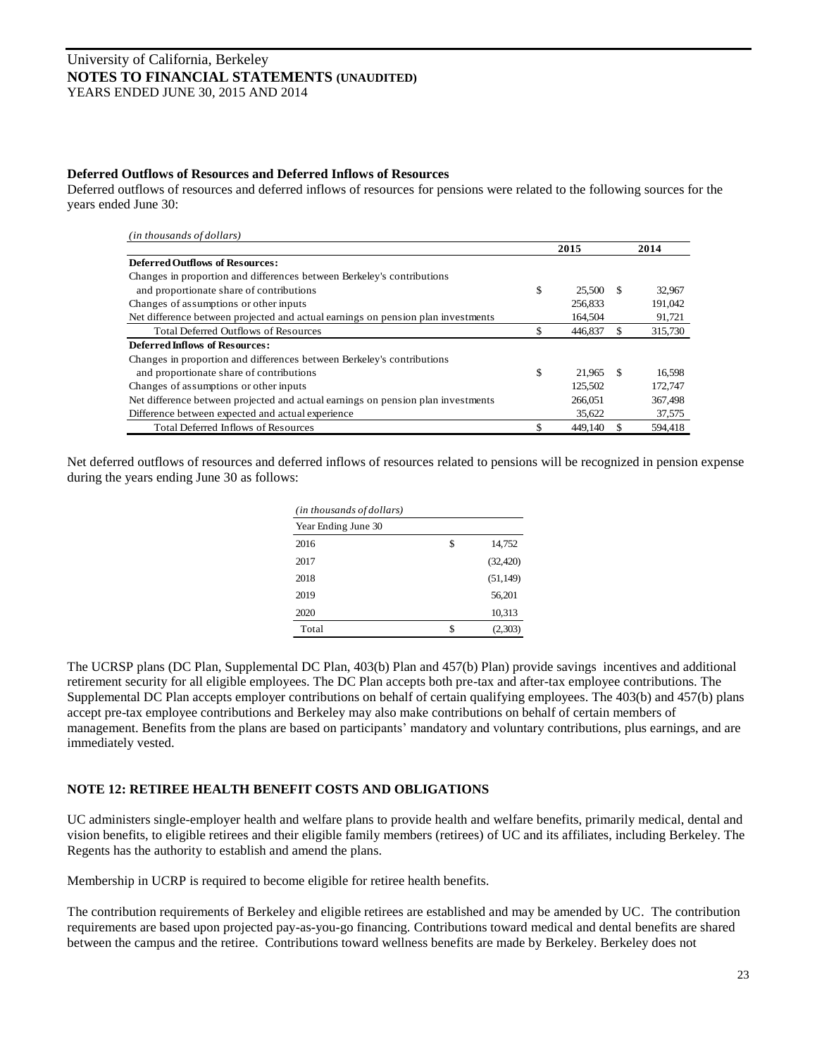**Deferred Outflows of Resources and Deferred Inflows of Resources**

Deferred outflows of resources and deferred inflows of resources for pensions were related to the following sources for the years ended June 30:

*(in thousands of dollars)*

| | 2015 | 2014 |
|---|---|---|
| **Deferred Outflows of Resources:** | | |
| Changes in proportion and differences between Berkeley's contributions and proportionate share of contributions | $ 25,500 | $ 32,967 |
| Changes of assumptions or other inputs | 256,833 | 191,042 |
| Net difference between projected and actual earnings on pension plan investments | 164,504 | 91,721 |
| Total Deferred Outflows of Resources | $ 446,837 | $ 315,730 |
| **Deferred Inflows of Resources:** | | |
| Changes in proportion and differences between Berkeley's contributions and proportionate share of contributions | $ 21,965 | $ 16,598 |
| Changes of assumptions or other inputs | 125,502 | 172,747 |
| Net difference between projected and actual earnings on pension plan investments | 266,051 | 367,498 |
| Difference between expected and actual experience | 35,622 | 37,575 |
| Total Deferred Inflows of Resources | $ 449,140 | $ 594,418 |

Net deferred outflows of resources and deferred inflows of resources related to pensions will be recognized in pension expense during the years ending June 30 as follows:

*(in thousands of dollars)*

| Year Ending June 30 | |
|---|---|
| 2016 | $ 14,752 |
| 2017 | (32,420) |
| 2018 | (51,149) |
| 2019 | 56,201 |
| 2020 | 10,313 |
| Total | $ (2,303) |

The UCRSP plans (DC Plan, Supplemental DC Plan, 403(b) Plan and 457(b) Plan) provide savings incentives and additional retirement security for all eligible employees. The DC Plan accepts both pre-tax and after-tax employee contributions. The Supplemental DC Plan accepts employer contributions on behalf of certain qualifying employees. The 403(b) and 457(b) plans accept pre-tax employee contributions and Berkeley may also make contributions on behalf of certain members of management. Benefits from the plans are based on participants' mandatory and voluntary contributions, plus earnings, and are immediately vested.

## NOTE 12: RETIREE HEALTH BENEFIT COSTS AND OBLIGATIONS

UC administers single-employer health and welfare plans to provide health and welfare benefits, primarily medical, dental and vision benefits, to eligible retirees and their eligible family members (retirees) of UC and its affiliates, including Berkeley. The Regents has the authority to establish and amend the plans.

Membership in UCRP is required to become eligible for retiree health benefits.

The contribution requirements of Berkeley and eligible retirees are established and may be amended by UC. The contribution requirements are based upon projected pay-as-you-go financing. Contributions toward medical and dental benefits are shared between the campus and the retiree. Contributions toward wellness benefits are made by Berkeley. Berkeley does not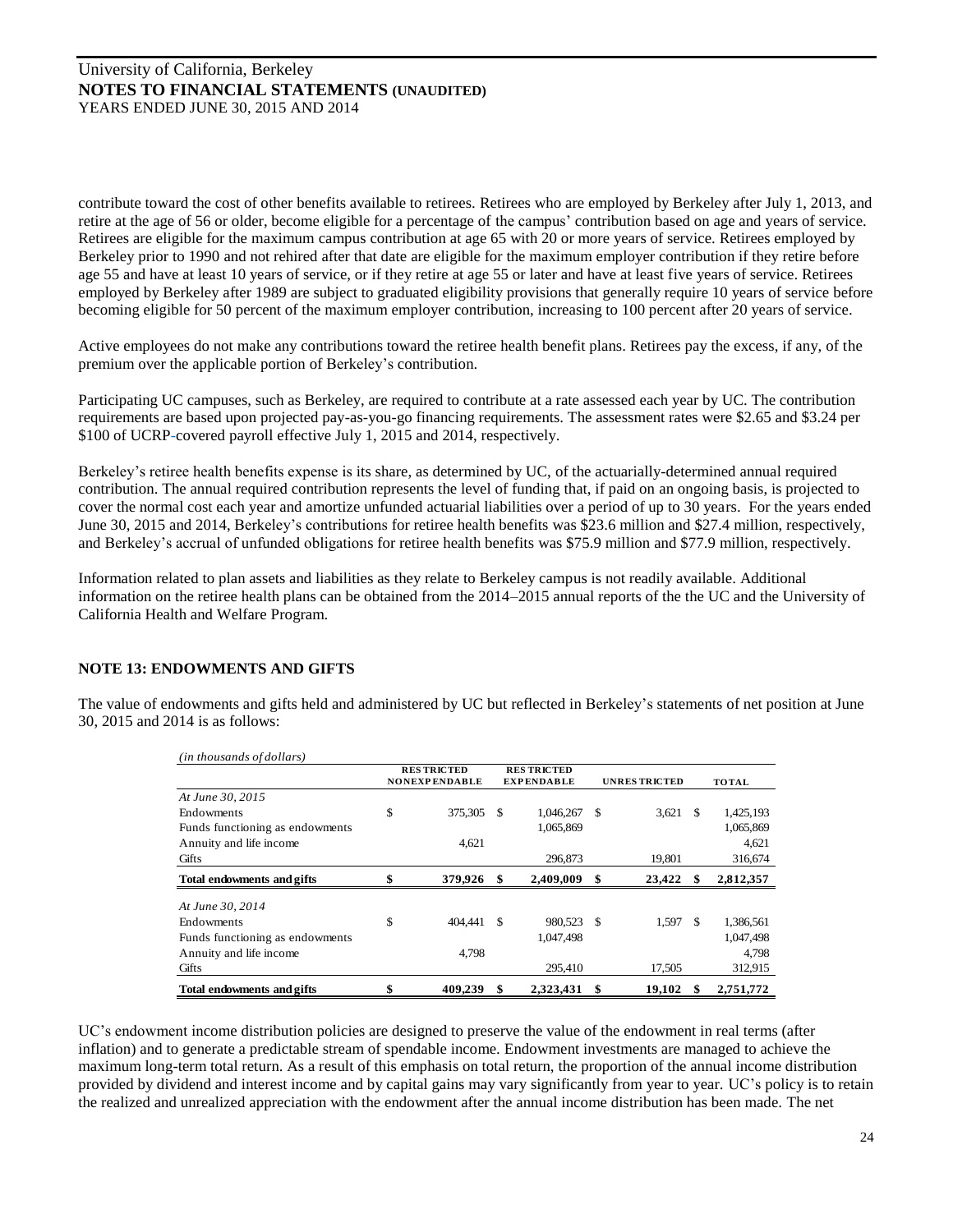contribute toward the cost of other benefits available to retirees. Retirees who are employed by Berkeley after July 1, 2013, and retire at the age of 56 or older, become eligible for a percentage of the campus' contribution based on age and years of service. Retirees are eligible for the maximum campus contribution at age 65 with 20 or more years of service. Retirees employed by Berkeley prior to 1990 and not rehired after that date are eligible for the maximum employer contribution if they retire before age 55 and have at least 10 years of service, or if they retire at age 55 or later and have at least five years of service. Retirees employed by Berkeley after 1989 are subject to graduated eligibility provisions that generally require 10 years of service before becoming eligible for 50 percent of the maximum employer contribution, increasing to 100 percent after 20 years of service.

Active employees do not make any contributions toward the retiree health benefit plans. Retirees pay the excess, if any, of the premium over the applicable portion of Berkeley's contribution.

Participating UC campuses, such as Berkeley, are required to contribute at a rate assessed each year by UC. The contribution requirements are based upon projected pay-as-you-go financing requirements. The assessment rates were $2.65 and $3.24 per $100 of UCRP-covered payroll effective July 1, 2015 and 2014, respectively.

Berkeley's retiree health benefits expense is its share, as determined by UC, of the actuarially-determined annual required contribution. The annual required contribution represents the level of funding that, if paid on an ongoing basis, is projected to cover the normal cost each year and amortize unfunded actuarial liabilities over a period of up to 30 years. For the years ended June 30, 2015 and 2014, Berkeley's contributions for retiree health benefits was $23.6 million and $27.4 million, respectively, and Berkeley's accrual of unfunded obligations for retiree health benefits was $75.9 million and $77.9 million, respectively.

Information related to plan assets and liabilities as they relate to Berkeley campus is not readily available. Additional information on the retiree health plans can be obtained from the 2014–2015 annual reports of the the UC and the University of California Health and Welfare Program.

## NOTE 13: ENDOWMENTS AND GIFTS

The value of endowments and gifts held and administered by UC but reflected in Berkeley's statements of net position at June 30, 2015 and 2014 is as follows:

*(in thousands of dollars)*

| | RESTRICTED NONEXPENDABLE | RESTRICTED EXPENDABLE | UNRESTRICTED | TOTAL |
|---|---|---|---|---|
| *At June 30, 2015* | | | | |
| Endowments | $ 375,305 | $ 1,046,267 | $ 3,621 | $ 1,425,193 |
| Funds functioning as endowments | | 1,065,869 | | 1,065,869 |
| Annuity and life income | 4,621 | | | 4,621 |
| Gifts | | 296,873 | 19,801 | 316,674 |
| **Total endowments and gifts** | **$ 379,926** | **$ 2,409,009** | **$ 23,422** | **$ 2,812,357** |
| *At June 30, 2014* | | | | |
| Endowments | $ 404,441 | $ 980,523 | $ 1,597 | $ 1,386,561 |
| Funds functioning as endowments | | 1,047,498 | | 1,047,498 |
| Annuity and life income | 4,798 | | | 4,798 |
| Gifts | | 295,410 | 17,505 | 312,915 |
| **Total endowments and gifts** | **$ 409,239** | **$ 2,323,431** | **$ 19,102** | **$ 2,751,772** |

UC's endowment income distribution policies are designed to preserve the value of the endowment in real terms (after inflation) and to generate a predictable stream of spendable income. Endowment investments are managed to achieve the maximum long-term total return. As a result of this emphasis on total return, the proportion of the annual income distribution provided by dividend and interest income and by capital gains may vary significantly from year to year. UC's policy is to retain the realized and unrealized appreciation with the endowment after the annual income distribution has been made. The net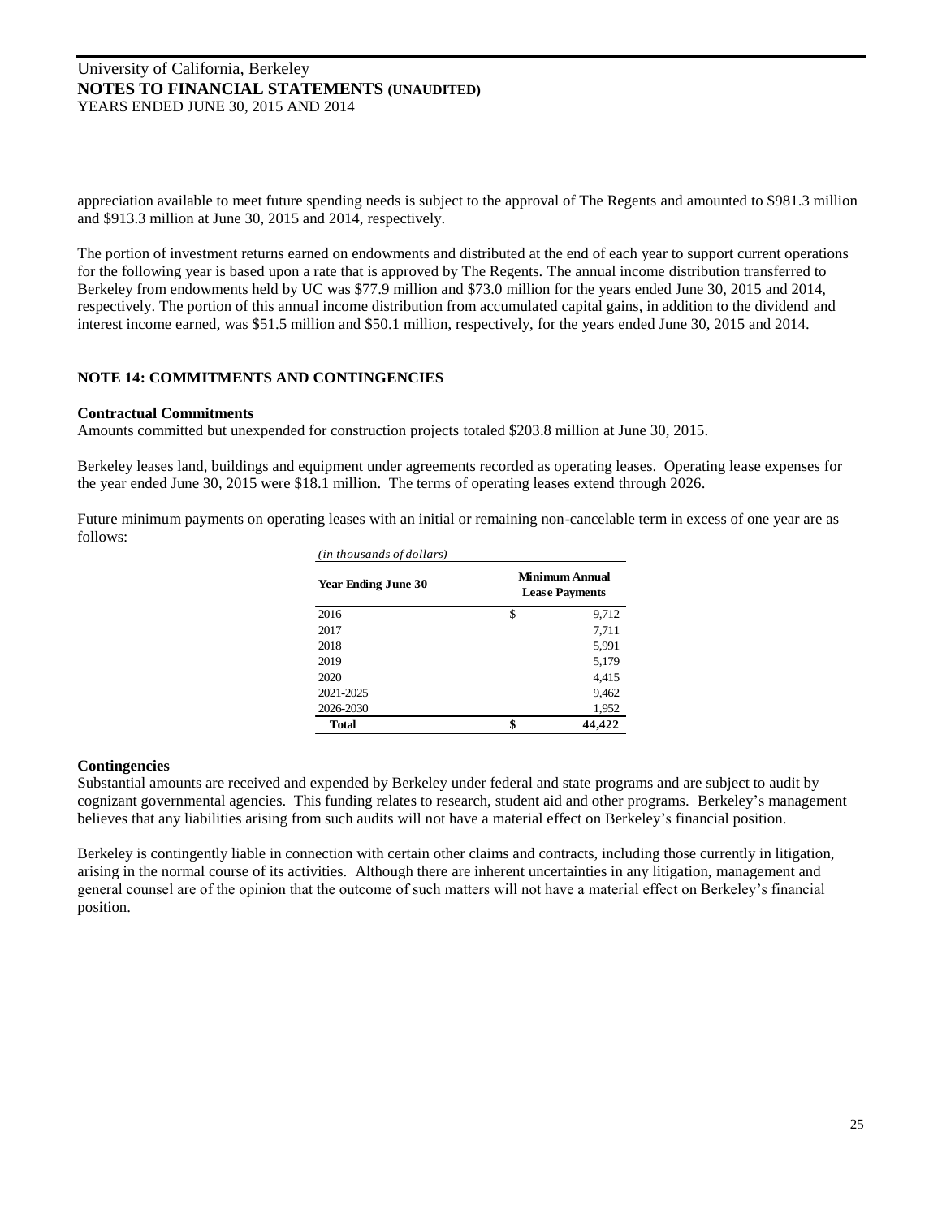appreciation available to meet future spending needs is subject to the approval of The Regents and amounted to $981.3 million and $913.3 million at June 30, 2015 and 2014, respectively.

The portion of investment returns earned on endowments and distributed at the end of each year to support current operations for the following year is based upon a rate that is approved by The Regents. The annual income distribution transferred to Berkeley from endowments held by UC was $77.9 million and $73.0 million for the years ended June 30, 2015 and 2014, respectively. The portion of this annual income distribution from accumulated capital gains, in addition to the dividend and interest income earned, was $51.5 million and $50.1 million, respectively, for the years ended June 30, 2015 and 2014.

## NOTE 14: COMMITMENTS AND CONTINGENCIES

**Contractual Commitments**

Amounts committed but unexpended for construction projects totaled $203.8 million at June 30, 2015.

Berkeley leases land, buildings and equipment under agreements recorded as operating leases. Operating lease expenses for the year ended June 30, 2015 were $18.1 million. The terms of operating leases extend through 2026.

Future minimum payments on operating leases with an initial or remaining non-cancelable term in excess of one year are as follows:

*(in thousands of dollars)*

| Year Ending June 30 | Minimum Annual Lease Payments |
|---|---|
| 2016 | $ 9,712 |
| 2017 | 7,711 |
| 2018 | 5,991 |
| 2019 | 5,179 |
| 2020 | 4,415 |
| 2021-2025 | 9,462 |
| 2026-2030 | 1,952 |
| **Total** | **$ 44,422** |

**Contingencies**

Substantial amounts are received and expended by Berkeley under federal and state programs and are subject to audit by cognizant governmental agencies. This funding relates to research, student aid and other programs. Berkeley's management believes that any liabilities arising from such audits will not have a material effect on Berkeley's financial position.

Berkeley is contingently liable in connection with certain other claims and contracts, including those currently in litigation, arising in the normal course of its activities. Although there are inherent uncertainties in any litigation, management and general counsel are of the opinion that the outcome of such matters will not have a material effect on Berkeley's financial position.